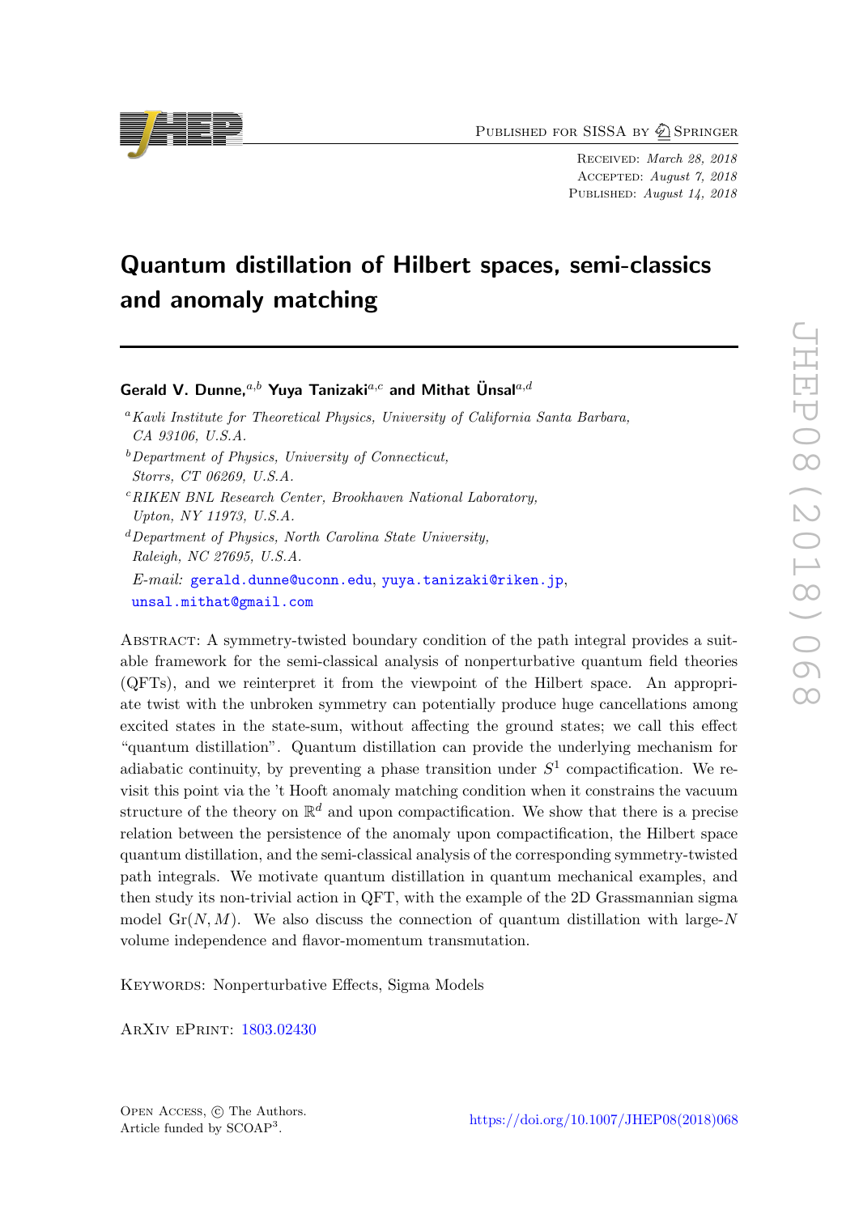Published for SISSA by Springer

Received: *March 28, 2018*
Accepted: *August 7, 2018*
Published: *August 14, 2018*

# Quantum distillation of Hilbert spaces, semi-classics and anomaly matching

**Gerald V. Dunne,**[a,b] **Yuya Tanizaki**[a,c] **and Mithat Ünsal**[a,d]

[a] *Kavli Institute for Theoretical Physics, University of California Santa Barbara, CA 93106, U.S.A.*
[b] *Department of Physics, University of Connecticut, Storrs, CT 06269, U.S.A.*
[c] *RIKEN BNL Research Center, Brookhaven National Laboratory, Upton, NY 11973, U.S.A.*
[d] *Department of Physics, North Carolina State University, Raleigh, NC 27695, U.S.A.*

*E-mail:* gerald.dunne@uconn.edu, yuya.tanizaki@riken.jp, unsal.mithat@gmail.com

Abstract: A symmetry-twisted boundary condition of the path integral provides a suitable framework for the semi-classical analysis of nonperturbative quantum field theories (QFTs), and we reinterpret it from the viewpoint of the Hilbert space. An appropriate twist with the unbroken symmetry can potentially produce huge cancellations among excited states in the state-sum, without affecting the ground states; we call this effect "quantum distillation". Quantum distillation can provide the underlying mechanism for adiabatic continuity, by preventing a phase transition under $S^1$ compactification. We revisit this point via the 't Hooft anomaly matching condition when it constrains the vacuum structure of the theory on $\mathbb{R}^d$ and upon compactification. We show that there is a precise relation between the persistence of the anomaly upon compactification, the Hilbert space quantum distillation, and the semi-classical analysis of the corresponding symmetry-twisted path integrals. We motivate quantum distillation in quantum mechanical examples, and then study its non-trivial action in QFT, with the example of the 2D Grassmannian sigma model $\mathrm{Gr}(N,M)$. We also discuss the connection of quantum distillation with large-$N$ volume independence and flavor-momentum transmutation.

Keywords: Nonperturbative Effects, Sigma Models

ArXiv ePrint: 1803.02430

Open Access, © The Authors.
Article funded by SCOAP[3].

https://doi.org/10.1007/JHEP08(2018)068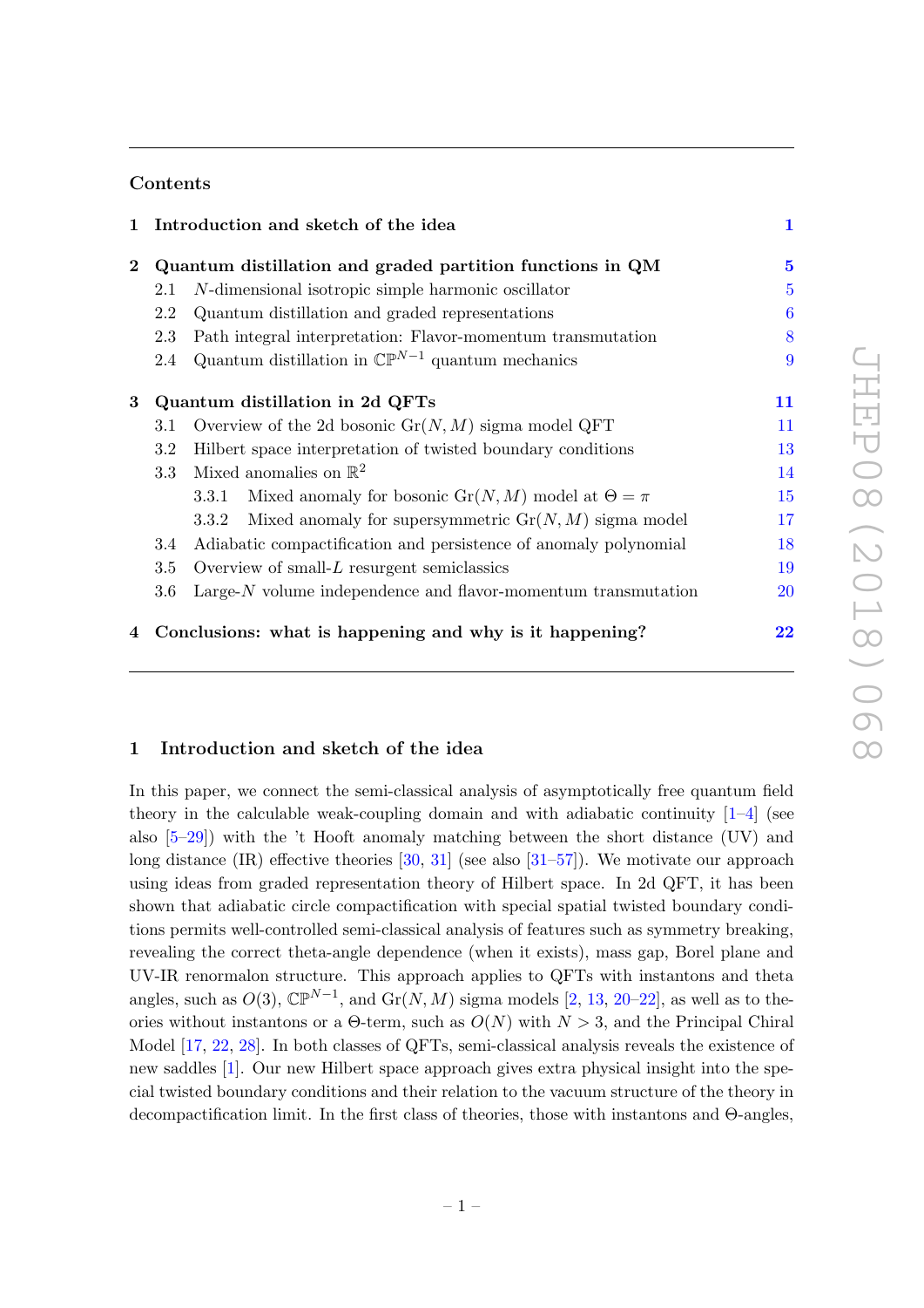## Contents

1 Introduction and sketch of the idea 1

2 Quantum distillation and graded partition functions in QM 5
- 2.1 $N$-dimensional isotropic simple harmonic oscillator 5
- 2.2 Quantum distillation and graded representations 6
- 2.3 Path integral interpretation: Flavor-momentum transmutation 8
- 2.4 Quantum distillation in $\mathbb{CP}^{N-1}$ quantum mechanics 9

3 Quantum distillation in 2d QFTs 11
- 3.1 Overview of the 2d bosonic $\mathrm{Gr}(N, M)$ sigma model QFT 11
- 3.2 Hilbert space interpretation of twisted boundary conditions 13
- 3.3 Mixed anomalies on $\mathbb{R}^2$ 14
  - 3.3.1 Mixed anomaly for bosonic $\mathrm{Gr}(N, M)$ model at $\Theta = \pi$ 15
  - 3.3.2 Mixed anomaly for supersymmetric $\mathrm{Gr}(N, M)$ sigma model 17
- 3.4 Adiabatic compactification and persistence of anomaly polynomial 18
- 3.5 Overview of small-$L$ resurgent semiclassics 19
- 3.6 Large-$N$ volume independence and flavor-momentum transmutation 20

4 Conclusions: what is happening and why is it happening? 22

## 1 Introduction and sketch of the idea

In this paper, we connect the semi-classical analysis of asymptotically free quantum field theory in the calculable weak-coupling domain and with adiabatic continuity [1–4] (see also [5–29]) with the 't Hooft anomaly matching between the short distance (UV) and long distance (IR) effective theories [30, 31] (see also [31–57]). We motivate our approach using ideas from graded representation theory of Hilbert space. In 2d QFT, it has been shown that adiabatic circle compactification with special spatial twisted boundary conditions permits well-controlled semi-classical analysis of features such as symmetry breaking, revealing the correct theta-angle dependence (when it exists), mass gap, Borel plane and UV-IR renormalon structure. This approach applies to QFTs with instantons and theta angles, such as $O(3)$, $\mathbb{CP}^{N-1}$, and $\mathrm{Gr}(N, M)$ sigma models [2, 13, 20–22], as well as to theories without instantons or a $\Theta$-term, such as $O(N)$ with $N > 3$, and the Principal Chiral Model [17, 22, 28]. In both classes of QFTs, semi-classical analysis reveals the existence of new saddles [1]. Our new Hilbert space approach gives extra physical insight into the special twisted boundary conditions and their relation to the vacuum structure of the theory in decompactification limit. In the first class of theories, those with instantons and $\Theta$-angles,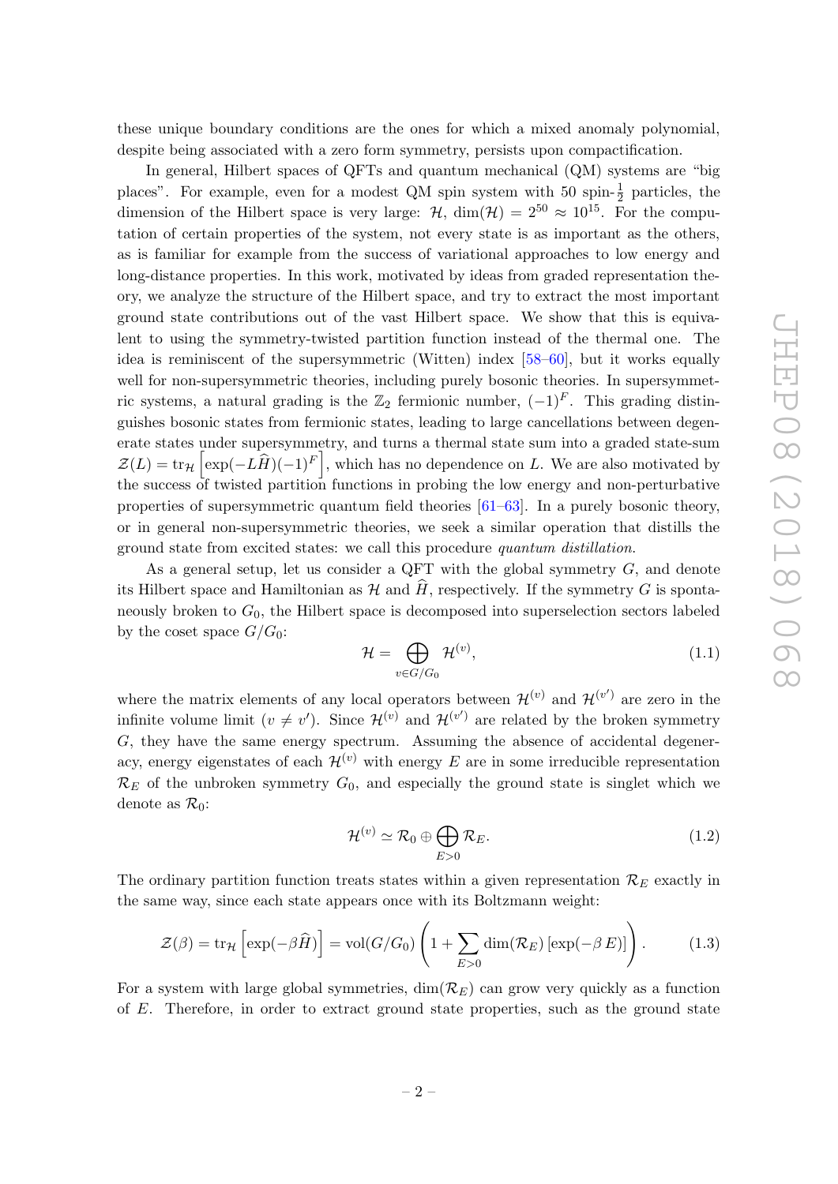these unique boundary conditions are the ones for which a mixed anomaly polynomial, despite being associated with a zero form symmetry, persists upon compactification.

In general, Hilbert spaces of QFTs and quantum mechanical (QM) systems are "big places". For example, even for a modest QM spin system with 50 spin-$\frac{1}{2}$ particles, the dimension of the Hilbert space is very large: $\mathcal{H}$, $\dim(\mathcal{H}) = 2^{50} \approx 10^{15}$. For the computation of certain properties of the system, not every state is as important as the others, as is familiar for example from the success of variational approaches to low energy and long-distance properties. In this work, motivated by ideas from graded representation theory, we analyze the structure of the Hilbert space, and try to extract the most important ground state contributions out of the vast Hilbert space. We show that this is equivalent to using the symmetry-twisted partition function instead of the thermal one. The idea is reminiscent of the supersymmetric (Witten) index [58–60], but it works equally well for non-supersymmetric theories, including purely bosonic theories. In supersymmetric systems, a natural grading is the $\mathbb{Z}_2$ fermionic number, $(-1)^F$. This grading distinguishes bosonic states from fermionic states, leading to large cancellations between degenerate states under supersymmetry, and turns a thermal state sum into a graded state-sum $\mathcal{Z}(L) = \mathrm{tr}_{\mathcal{H}}\left[\exp(-L\widehat{H})(-1)^F\right]$, which has no dependence on $L$. We are also motivated by the success of twisted partition functions in probing the low energy and non-perturbative properties of supersymmetric quantum field theories [61–63]. In a purely bosonic theory, or in general non-supersymmetric theories, we seek a similar operation that distills the ground state from excited states: we call this procedure *quantum distillation*.

As a general setup, let us consider a QFT with the global symmetry $G$, and denote its Hilbert space and Hamiltonian as $\mathcal{H}$ and $\widehat{H}$, respectively. If the symmetry $G$ is spontaneously broken to $G_0$, the Hilbert space is decomposed into superselection sectors labeled by the coset space $G/G_0$:

$$\mathcal{H} = \bigoplus_{v \in G/G_0} \mathcal{H}^{(v)}, \tag{1.1}$$

where the matrix elements of any local operators between $\mathcal{H}^{(v)}$ and $\mathcal{H}^{(v')}$ are zero in the infinite volume limit ($v \neq v'$). Since $\mathcal{H}^{(v)}$ and $\mathcal{H}^{(v')}$ are related by the broken symmetry $G$, they have the same energy spectrum. Assuming the absence of accidental degeneracy, energy eigenstates of each $\mathcal{H}^{(v)}$ with energy $E$ are in some irreducible representation $\mathcal{R}_E$ of the unbroken symmetry $G_0$, and especially the ground state is singlet which we denote as $\mathcal{R}_0$:

$$\mathcal{H}^{(v)} \simeq \mathcal{R}_0 \oplus \bigoplus_{E>0} \mathcal{R}_E. \tag{1.2}$$

The ordinary partition function treats states within a given representation $\mathcal{R}_E$ exactly in the same way, since each state appears once with its Boltzmann weight:

$$\mathcal{Z}(\beta) = \mathrm{tr}_{\mathcal{H}}\left[\exp(-\beta \widehat{H})\right] = \mathrm{vol}(G/G_0)\left(1 + \sum_{E>0} \dim(\mathcal{R}_E)\left[\exp(-\beta\, E)\right]\right). \tag{1.3}$$

For a system with large global symmetries, $\dim(\mathcal{R}_E)$ can grow very quickly as a function of $E$. Therefore, in order to extract ground state properties, such as the ground state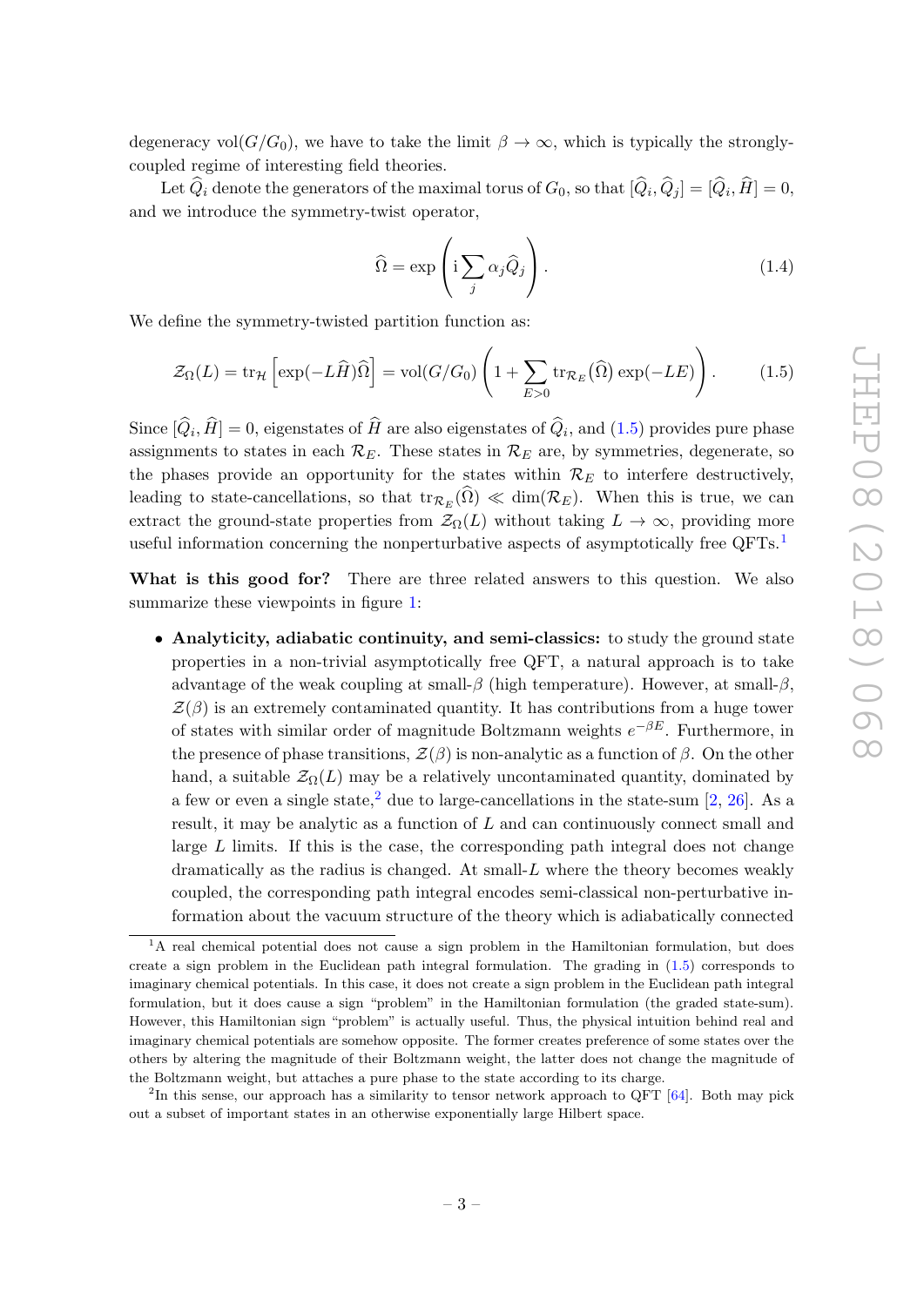degeneracy vol$(G/G_0)$, we have to take the limit $\beta \to \infty$, which is typically the strongly-coupled regime of interesting field theories.

Let $\widehat{Q}_i$ denote the generators of the maximal torus of $G_0$, so that $[\widehat{Q}_i, \widehat{Q}_j] = [\widehat{Q}_i, \widehat{H}] = 0$, and we introduce the symmetry-twist operator,

$$\widehat{\Omega} = \exp\left(\mathrm{i}\sum_j \alpha_j \widehat{Q}_j\right). \tag{1.4}$$

We define the symmetry-twisted partition function as:

$$\mathcal{Z}_\Omega(L) = \mathrm{tr}_{\mathcal{H}}\left[\exp(-L\widehat{H})\widehat{\Omega}\right] = \mathrm{vol}(G/G_0)\left(1 + \sum_{E>0} \mathrm{tr}_{\mathcal{R}_E}(\widehat{\Omega})\exp(-LE)\right). \tag{1.5}$$

Since $[\widehat{Q}_i, \widehat{H}] = 0$, eigenstates of $\widehat{H}$ are also eigenstates of $\widehat{Q}_i$, and (1.5) provides pure phase assignments to states in each $\mathcal{R}_E$. These states in $\mathcal{R}_E$ are, by symmetries, degenerate, so the phases provide an opportunity for the states within $\mathcal{R}_E$ to interfere destructively, leading to state-cancellations, so that $\mathrm{tr}_{\mathcal{R}_E}(\widehat{\Omega}) \ll \dim(\mathcal{R}_E)$. When this is true, we can extract the ground-state properties from $\mathcal{Z}_\Omega(L)$ without taking $L \to \infty$, providing more useful information concerning the nonperturbative aspects of asymptotically free QFTs.[1]

**What is this good for?** There are three related answers to this question. We also summarize these viewpoints in figure 1:

- **Analyticity, adiabatic continuity, and semi-classics:** to study the ground state properties in a non-trivial asymptotically free QFT, a natural approach is to take advantage of the weak coupling at small-$\beta$ (high temperature). However, at small-$\beta$, $\mathcal{Z}(\beta)$ is an extremely contaminated quantity. It has contributions from a huge tower of states with similar order of magnitude Boltzmann weights $e^{-\beta E}$. Furthermore, in the presence of phase transitions, $\mathcal{Z}(\beta)$ is non-analytic as a function of $\beta$. On the other hand, a suitable $\mathcal{Z}_\Omega(L)$ may be a relatively uncontaminated quantity, dominated by a few or even a single state,[2] due to large-cancellations in the state-sum [2, 26]. As a result, it may be analytic as a function of $L$ and can continuously connect small and large $L$ limits. If this is the case, the corresponding path integral does not change dramatically as the radius is changed. At small-$L$ where the theory becomes weakly coupled, the corresponding path integral encodes semi-classical non-perturbative information about the vacuum structure of the theory which is adiabatically connected

---

[1] A real chemical potential does not cause a sign problem in the Hamiltonian formulation, but does create a sign problem in the Euclidean path integral formulation. The grading in (1.5) corresponds to imaginary chemical potentials. In this case, it does not create a sign problem in the Euclidean path integral formulation, but it does cause a sign "problem" in the Hamiltonian formulation (the graded state-sum). However, this Hamiltonian sign "problem" is actually useful. Thus, the physical intuition behind real and imaginary chemical potentials are somehow opposite. The former creates preference of some states over the others by altering the magnitude of their Boltzmann weight, the latter does not change the magnitude of the Boltzmann weight, but attaches a pure phase to the state according to its charge.

[2] In this sense, our approach has a similarity to tensor network approach to QFT [64]. Both may pick out a subset of important states in an otherwise exponentially large Hilbert space.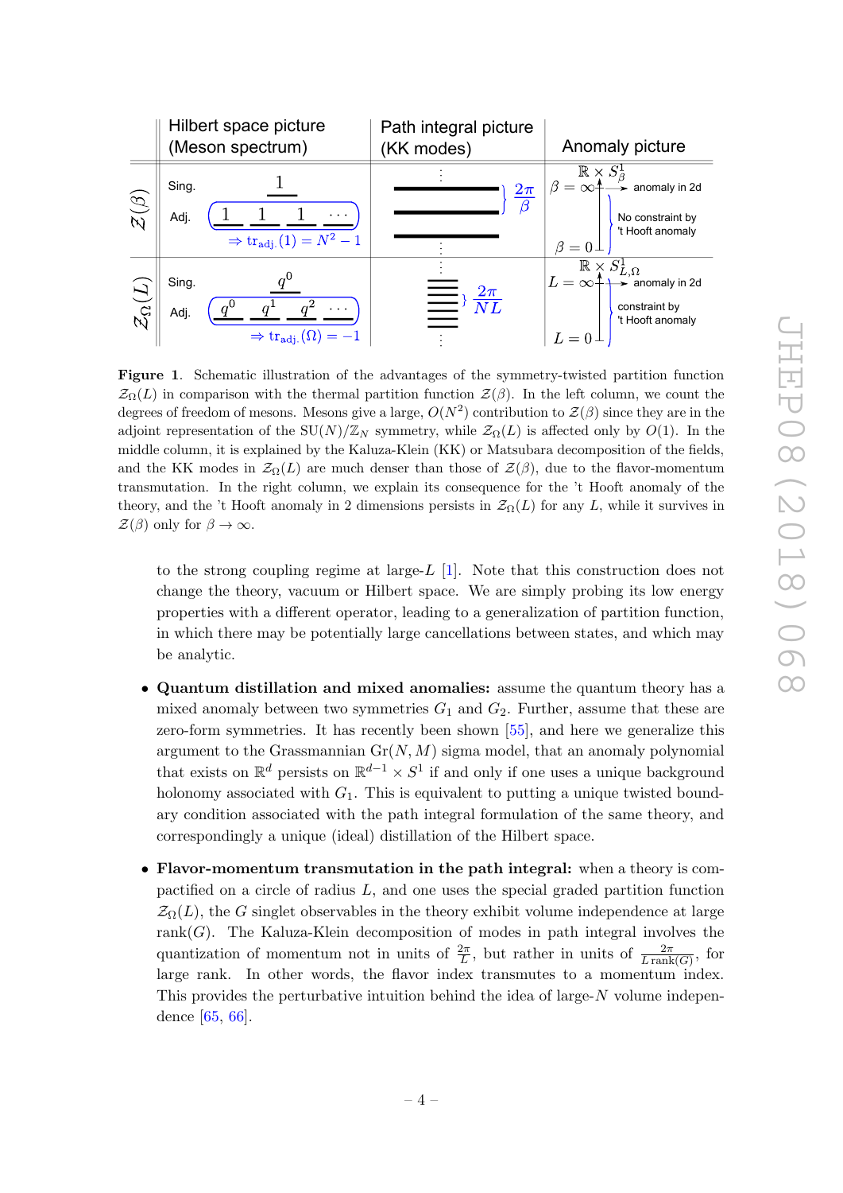| | Hilbert space picture (Meson spectrum) | Path integral picture (KK modes) | Anomaly picture |
|---|---|---|---|
| $\mathcal{Z}(\beta)$ | Sing.: $1$; Adj.: $1\ 1\ 1\ \cdots$ $\Rightarrow \mathrm{tr}_{\text{adj.}}(1) = N^2-1$ | $\frac{2\pi}{\beta}$ | $\mathbb{R}\times S^1_\beta$; $\beta=\infty$: anomaly in 2d; No constraint by 't Hooft anomaly; $\beta = 0$ |
| $\mathcal{Z}_\Omega(L)$ | Sing.: $q^0$; Adj.: $q^0\ q^1\ q^2\ \cdots$ $\Rightarrow \mathrm{tr}_{\text{adj.}}(\Omega) = -1$ | $\frac{2\pi}{NL}$ | $\mathbb{R}\times S^1_{L,\Omega}$; $L=\infty$: anomaly in 2d; constraint by 't Hooft anomaly; $L = 0$ |

**Figure 1**. Schematic illustration of the advantages of the symmetry-twisted partition function $\mathcal{Z}_\Omega(L)$ in comparison with the thermal partition function $\mathcal{Z}(\beta)$. In the left column, we count the degrees of freedom of mesons. Mesons give a large, $O(N^2)$ contribution to $\mathcal{Z}(\beta)$ since they are in the adjoint representation of the $SU(N)/\mathbb{Z}_N$ symmetry, while $\mathcal{Z}_\Omega(L)$ is affected only by $O(1)$. In the middle column, it is explained by the Kaluza-Klein (KK) or Matsubara decomposition of the fields, and the KK modes in $\mathcal{Z}_\Omega(L)$ are much denser than those of $\mathcal{Z}(\beta)$, due to the flavor-momentum transmutation. In the right column, we explain its consequence for the 't Hooft anomaly of the theory, and the 't Hooft anomaly in 2 dimensions persists in $\mathcal{Z}_\Omega(L)$ for any $L$, while it survives in $\mathcal{Z}(\beta)$ only for $\beta\to\infty$.

to the strong coupling regime at large-$L$ [1]. Note that this construction does not change the theory, vacuum or Hilbert space. We are simply probing its low energy properties with a different operator, leading to a generalization of partition function, in which there may be potentially large cancellations between states, and which may be analytic.

- **Quantum distillation and mixed anomalies:** assume the quantum theory has a mixed anomaly between two symmetries $G_1$ and $G_2$. Further, assume that these are zero-form symmetries. It has recently been shown [55], and here we generalize this argument to the Grassmannian $\mathrm{Gr}(N,M)$ sigma model, that an anomaly polynomial that exists on $\mathbb{R}^d$ persists on $\mathbb{R}^{d-1}\times S^1$ if and only if one uses a unique background holonomy associated with $G_1$. This is equivalent to putting a unique twisted boundary condition associated with the path integral formulation of the same theory, and correspondingly a unique (ideal) distillation of the Hilbert space.

- **Flavor-momentum transmutation in the path integral:** when a theory is compactified on a circle of radius $L$, and one uses the special graded partition function $\mathcal{Z}_\Omega(L)$, the $G$ singlet observables in the theory exhibit volume independence at large $\mathrm{rank}(G)$. The Kaluza-Klein decomposition of modes in path integral involves the quantization of momentum not in units of $\frac{2\pi}{L}$, but rather in units of $\frac{2\pi}{L\,\mathrm{rank}(G)}$, for large rank. In other words, the flavor index transmutes to a momentum index. This provides the perturbative intuition behind the idea of large-$N$ volume independence [65, 66].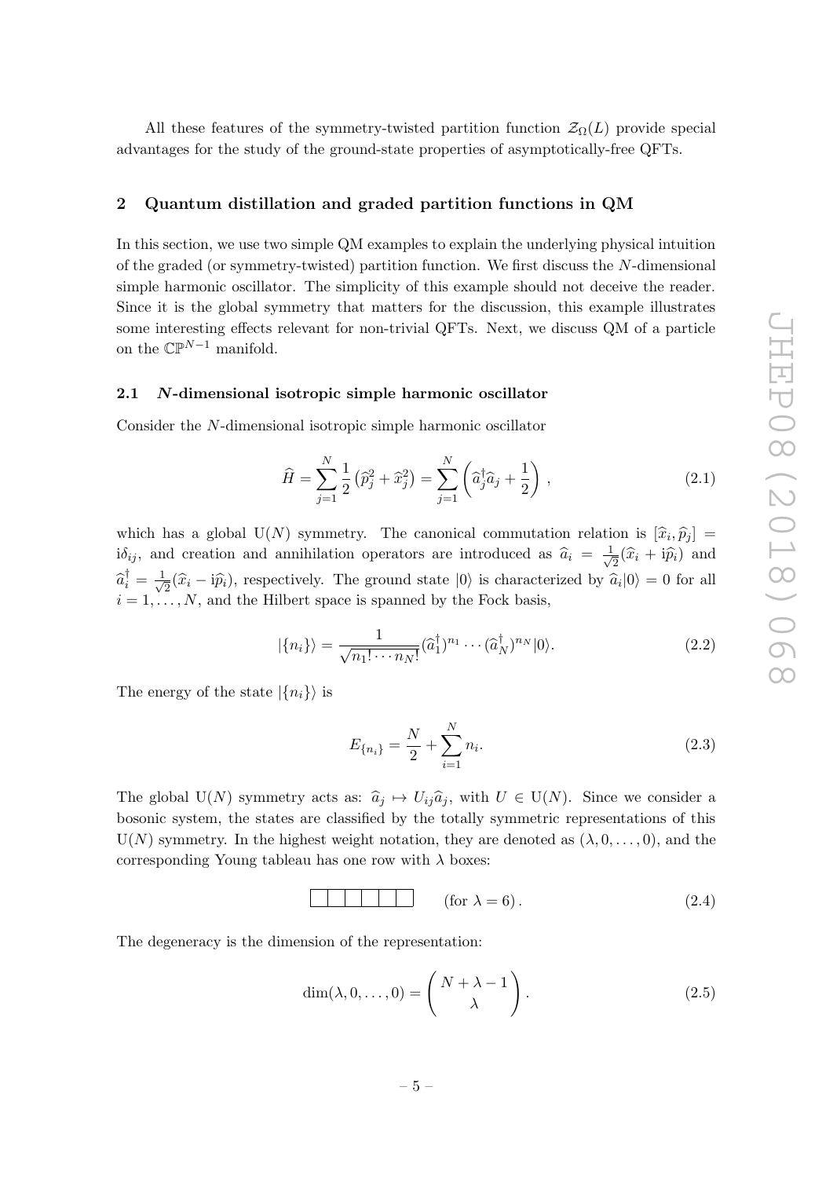All these features of the symmetry-twisted partition function $\mathcal{Z}_\Omega(L)$ provide special advantages for the study of the ground-state properties of asymptotically-free QFTs.

## 2 Quantum distillation and graded partition functions in QM

In this section, we use two simple QM examples to explain the underlying physical intuition of the graded (or symmetry-twisted) partition function. We first discuss the $N$-dimensional simple harmonic oscillator. The simplicity of this example should not deceive the reader. Since it is the global symmetry that matters for the discussion, this example illustrates some interesting effects relevant for non-trivial QFTs. Next, we discuss QM of a particle on the $\mathbb{CP}^{N-1}$ manifold.

### 2.1 $N$-dimensional isotropic simple harmonic oscillator

Consider the $N$-dimensional isotropic simple harmonic oscillator

$$\widehat{H} = \sum_{j=1}^{N} \frac{1}{2}\left(\widehat{p}_j^2 + \widehat{x}_j^2\right) = \sum_{j=1}^{N}\left(\widehat{a}_j^\dagger \widehat{a}_j + \frac{1}{2}\right), \tag{2.1}$$

which has a global $\mathrm{U}(N)$ symmetry. The canonical commutation relation is $[\widehat{x}_i, \widehat{p}_j] = \mathrm{i}\delta_{ij}$, and creation and annihilation operators are introduced as $\widehat{a}_i = \frac{1}{\sqrt{2}}(\widehat{x}_i + \mathrm{i}\widehat{p}_i)$ and $\widehat{a}_i^\dagger = \frac{1}{\sqrt{2}}(\widehat{x}_i - \mathrm{i}\widehat{p}_i)$, respectively. The ground state $|0\rangle$ is characterized by $\widehat{a}_i|0\rangle = 0$ for all $i = 1, \ldots, N$, and the Hilbert space is spanned by the Fock basis,

$$|\{n_i\}\rangle = \frac{1}{\sqrt{n_1! \cdots n_N!}} (\widehat{a}_1^\dagger)^{n_1} \cdots (\widehat{a}_N^\dagger)^{n_N} |0\rangle. \tag{2.2}$$

The energy of the state $|\{n_i\}\rangle$ is

$$E_{\{n_i\}} = \frac{N}{2} + \sum_{i=1}^{N} n_i. \tag{2.3}$$

The global $\mathrm{U}(N)$ symmetry acts as: $\widehat{a}_j \mapsto U_{ij}\widehat{a}_j$, with $U \in \mathrm{U}(N)$. Since we consider a bosonic system, the states are classified by the totally symmetric representations of this $\mathrm{U}(N)$ symmetry. In the highest weight notation, they are denoted as $(\lambda, 0, \ldots, 0)$, and the corresponding Young tableau has one row with $\lambda$ boxes:

$$\boxed{\phantom{x}}\boxed{\phantom{x}}\boxed{\phantom{x}}\boxed{\phantom{x}}\boxed{\phantom{x}}\boxed{\phantom{x}} \qquad (\text{for } \lambda = 6)\,. \tag{2.4}$$

The degeneracy is the dimension of the representation:

$$\dim(\lambda, 0, \ldots, 0) = \begin{pmatrix} N + \lambda - 1 \\ \lambda \end{pmatrix}. \tag{2.5}$$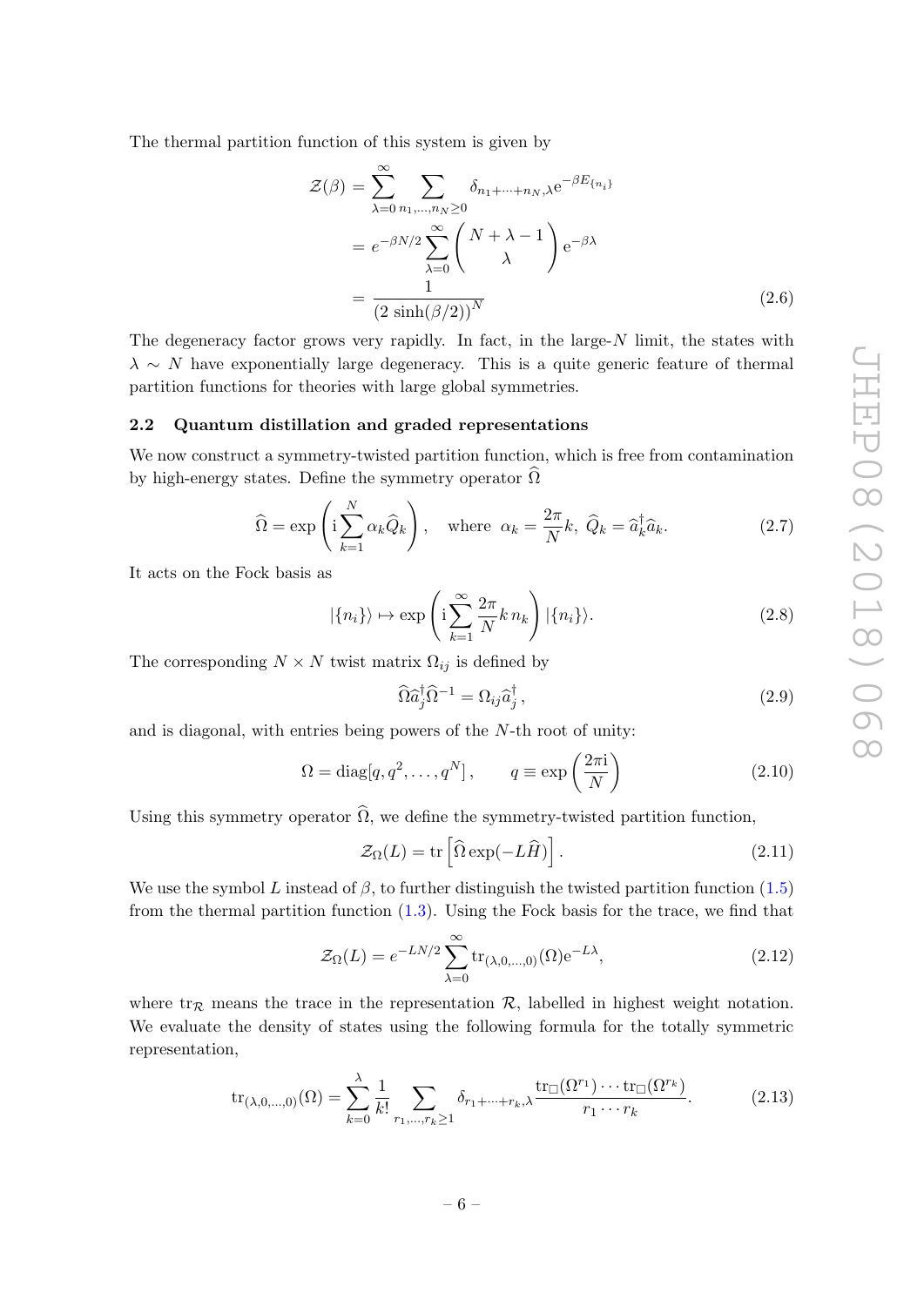The thermal partition function of this system is given by

$$
\begin{aligned}
\mathcal{Z}(\beta) &= \sum_{\lambda=0}^{\infty} \sum_{n_1,\dots,n_N \geq 0} \delta_{n_1+\cdots+n_N,\lambda} \mathrm{e}^{-\beta E_{\{n_i\}}} \\
&= e^{-\beta N/2} \sum_{\lambda=0}^{\infty} \binom{N+\lambda-1}{\lambda} \mathrm{e}^{-\beta\lambda} \\
&= \frac{1}{\left(2\sinh(\beta/2)\right)^N}
\end{aligned}
\tag{2.6}
$$

The degeneracy factor grows very rapidly. In fact, in the large-$N$ limit, the states with $\lambda \sim N$ have exponentially large degeneracy. This is a quite generic feature of thermal partition functions for theories with large global symmetries.

### 2.2 Quantum distillation and graded representations

We now construct a symmetry-twisted partition function, which is free from contamination by high-energy states. Define the symmetry operator $\widehat{\Omega}$

$$
\widehat{\Omega} = \exp\left(\mathrm{i}\sum_{k=1}^{N} \alpha_k \widehat{Q}_k\right), \quad \text{where } \alpha_k = \frac{2\pi}{N}k,\ \widehat{Q}_k = \widehat{a}_k^\dagger \widehat{a}_k. \tag{2.7}
$$

It acts on the Fock basis as

$$
|\{n_i\}\rangle \mapsto \exp\left(\mathrm{i}\sum_{k=1}^{\infty} \frac{2\pi}{N} k\, n_k\right) |\{n_i\}\rangle. \tag{2.8}
$$

The corresponding $N \times N$ twist matrix $\Omega_{ij}$ is defined by

$$
\widehat{\Omega}\widehat{a}_j^\dagger \widehat{\Omega}^{-1} = \Omega_{ij}\widehat{a}_j^\dagger\,, \tag{2.9}
$$

and is diagonal, with entries being powers of the $N$-th root of unity:

$$
\Omega = \mathrm{diag}[q, q^2, \dots, q^N]\,, \qquad q \equiv \exp\left(\frac{2\pi\mathrm{i}}{N}\right) \tag{2.10}
$$

Using this symmetry operator $\widehat{\Omega}$, we define the symmetry-twisted partition function,

$$
\mathcal{Z}_\Omega(L) = \mathrm{tr}\left[\widehat{\Omega}\exp(-L\widehat{H})\right]. \tag{2.11}
$$

We use the symbol $L$ instead of $\beta$, to further distinguish the twisted partition function (1.5) from the thermal partition function (1.3). Using the Fock basis for the trace, we find that

$$
\mathcal{Z}_\Omega(L) = e^{-LN/2} \sum_{\lambda=0}^{\infty} \mathrm{tr}_{(\lambda,0,\dots,0)}(\Omega)\mathrm{e}^{-L\lambda}, \tag{2.12}
$$

where $\mathrm{tr}_{\mathcal{R}}$ means the trace in the representation $\mathcal{R}$, labelled in highest weight notation. We evaluate the density of states using the following formula for the totally symmetric representation,

$$
\mathrm{tr}_{(\lambda,0,\dots,0)}(\Omega) = \sum_{k=0}^{\lambda} \frac{1}{k!} \sum_{r_1,\dots,r_k \geq 1} \delta_{r_1+\cdots+r_k,\lambda} \frac{\mathrm{tr}_\square(\Omega^{r_1})\cdots\mathrm{tr}_\square(\Omega^{r_k})}{r_1\cdots r_k}. \tag{2.13}
$$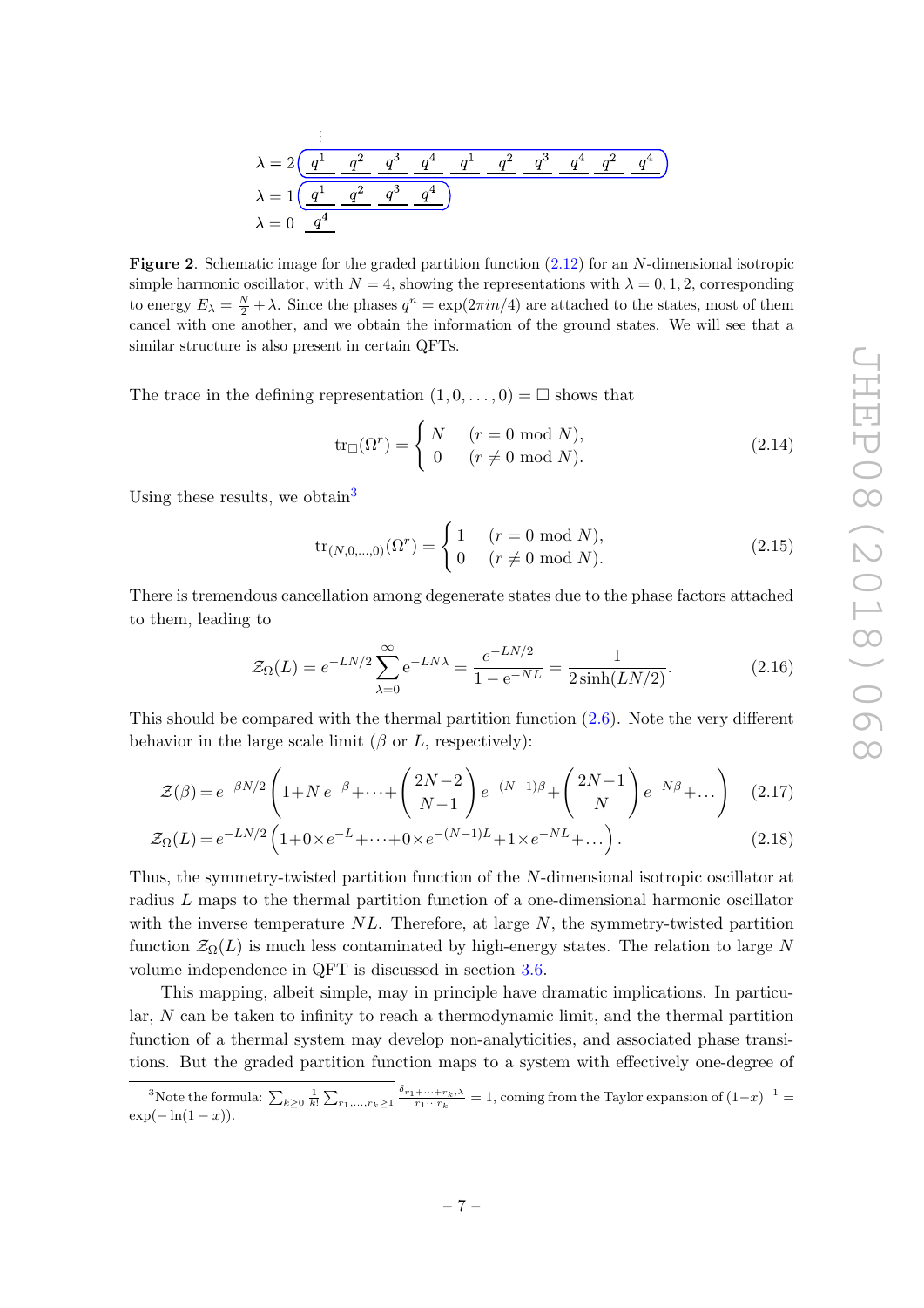$$
\begin{array}{l}
\qquad\vdots \\
\lambda = 2 \; \underline{q^1}\;\underline{q^2}\;\underline{q^3}\;\underline{q^4}\;\underline{q^1}\;\underline{q^2}\;\underline{q^3}\;\underline{q^4}\;\underline{q^2}\;\underline{q^4} \\
\lambda = 1 \; \underline{q^1}\;\underline{q^2}\;\underline{q^3}\;\underline{q^4} \\
\lambda = 0 \; \underline{q^4}
\end{array}
$$

**Figure 2**. Schematic image for the graded partition function (2.12) for an $N$-dimensional isotropic simple harmonic oscillator, with $N = 4$, showing the representations with $\lambda = 0, 1, 2$, corresponding to energy $E_\lambda = \frac{N}{2} + \lambda$. Since the phases $q^n = \exp(2\pi i n/4)$ are attached to the states, most of them cancel with one another, and we obtain the information of the ground states. We will see that a similar structure is also present in certain QFTs.

The trace in the defining representation $(1, 0, \ldots, 0) = \Box$ shows that

$$
\mathrm{tr}_\Box(\Omega^r) = \begin{cases} N & (r = 0 \bmod N), \\ 0 & (r \neq 0 \bmod N). \end{cases} \tag{2.14}
$$

Using these results, we obtain[3]

$$
\mathrm{tr}_{(N,0,\ldots,0)}(\Omega^r) = \begin{cases} 1 & (r = 0 \bmod N), \\ 0 & (r \neq 0 \bmod N). \end{cases} \tag{2.15}
$$

There is tremendous cancellation among degenerate states due to the phase factors attached to them, leading to

$$
\mathcal{Z}_\Omega(L) = e^{-LN/2} \sum_{\lambda=0}^{\infty} \mathrm{e}^{-LN\lambda} = \frac{e^{-LN/2}}{1 - \mathrm{e}^{-NL}} = \frac{1}{2\sinh(LN/2)}. \tag{2.16}
$$

This should be compared with the thermal partition function (2.6). Note the very different behavior in the large scale limit ($\beta$ or $L$, respectively):

$$
\mathcal{Z}(\beta) = e^{-\beta N/2}\left(1 + N\, e^{-\beta} + \cdots + \binom{2N-2}{N-1} e^{-(N-1)\beta} + \binom{2N-1}{N} e^{-N\beta} + \ldots\right) \tag{2.17}
$$

$$
\mathcal{Z}_\Omega(L) = e^{-LN/2}\left(1 + 0 \times e^{-L} + \cdots + 0 \times e^{-(N-1)L} + 1 \times e^{-NL} + \ldots\right). \tag{2.18}
$$

Thus, the symmetry-twisted partition function of the $N$-dimensional isotropic oscillator at radius $L$ maps to the thermal partition function of a one-dimensional harmonic oscillator with the inverse temperature $NL$. Therefore, at large $N$, the symmetry-twisted partition function $\mathcal{Z}_\Omega(L)$ is much less contaminated by high-energy states. The relation to large $N$ volume independence in QFT is discussed in section 3.6.

This mapping, albeit simple, may in principle have dramatic implications. In particular, $N$ can be taken to infinity to reach a thermodynamic limit, and the thermal partition function of a thermal system may develop non-analyticities, and associated phase transitions. But the graded partition function maps to a system with effectively one-degree of

[3] Note the formula: $\sum_{k\geq 0} \frac{1}{k!} \sum_{r_1,\ldots,r_k \geq 1} \frac{\delta_{r_1+\cdots+r_k,\lambda}}{r_1 \cdots r_k} = 1$, coming from the Taylor expansion of $(1-x)^{-1} = \exp(-\ln(1-x))$.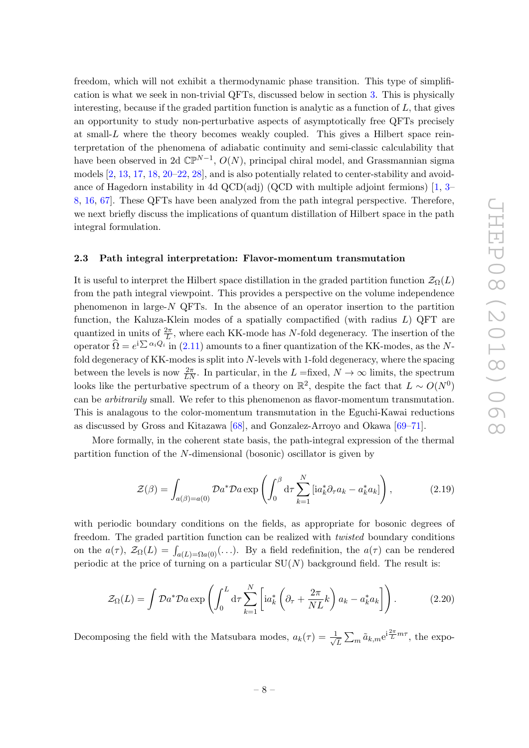freedom, which will not exhibit a thermodynamic phase transition. This type of simplification is what we seek in non-trivial QFTs, discussed below in section 3. This is physically interesting, because if the graded partition function is analytic as a function of $L$, that gives an opportunity to study non-perturbative aspects of asymptotically free QFTs precisely at small-$L$ where the theory becomes weakly coupled. This gives a Hilbert space reinterpretation of the phenomena of adiabatic continuity and semi-classic calculability that have been observed in 2d $\mathbb{CP}^{N-1}$, $O(N)$, principal chiral model, and Grassmannian sigma models [2, 13, 17, 18, 20–22, 28], and is also potentially related to center-stability and avoidance of Hagedorn instability in 4d QCD(adj) (QCD with multiple adjoint fermions) [1, 3–8, 16, 67]. These QFTs have been analyzed from the path integral perspective. Therefore, we next briefly discuss the implications of quantum distillation of Hilbert space in the path integral formulation.

### 2.3 Path integral interpretation: Flavor-momentum transmutation

It is useful to interpret the Hilbert space distillation in the graded partition function $\mathcal{Z}_\Omega(L)$ from the path integral viewpoint. This provides a perspective on the volume independence phenomenon in large-$N$ QFTs. In the absence of an operator insertion to the partition function, the Kaluza-Klein modes of a spatially compactified (with radius $L$) QFT are quantized in units of $\frac{2\pi}{L}$, where each KK-mode has $N$-fold degeneracy. The insertion of the operator $\widehat{\Omega} = e^{\mathrm{i}\sum \alpha_i Q_i}$ in (2.11) amounts to a finer quantization of the KK-modes, as the $N$-fold degeneracy of KK-modes is split into $N$-levels with 1-fold degeneracy, where the spacing between the levels is now $\frac{2\pi}{LN}$. In particular, in the $L$ =fixed, $N \to \infty$ limits, the spectrum looks like the perturbative spectrum of a theory on $\mathbb{R}^2$, despite the fact that $L \sim O(N^0)$ can be *arbitrarily* small. We refer to this phenomenon as flavor-momentum transmutation. This is analagous to the color-momentum transmutation in the Eguchi-Kawai reductions as discussed by Gross and Kitazawa [68], and Gonzalez-Arroyo and Okawa [69–71].

More formally, in the coherent state basis, the path-integral expression of the thermal partition function of the $N$-dimensional (bosonic) oscillator is given by

$$\mathcal{Z}(\beta) = \int_{a(\beta)=a(0)} \mathcal{D}a^* \mathcal{D}a \exp\left(\int_0^\beta \mathrm{d}\tau \sum_{k=1}^{N} \left[\mathrm{i}a_k^* \partial_\tau a_k - a_k^* a_k\right]\right), \tag{2.19}$$

with periodic boundary conditions on the fields, as appropriate for bosonic degrees of freedom. The graded partition function can be realized with *twisted* boundary conditions on the $a(\tau)$, $\mathcal{Z}_\Omega(L) = \int_{a(L)=\Omega a(0)}(\ldots)$. By a field redefinition, the $a(\tau)$ can be rendered periodic at the price of turning on a particular SU($N$) background field. The result is:

$$\mathcal{Z}_\Omega(L) = \int \mathcal{D}a^* \mathcal{D}a \exp\left(\int_0^L \mathrm{d}\tau \sum_{k=1}^{N} \left[\mathrm{i}a_k^* \left(\partial_\tau + \frac{2\pi}{NL}k\right) a_k - a_k^* a_k\right]\right). \tag{2.20}$$

Decomposing the field with the Matsubara modes, $a_k(\tau) = \frac{1}{\sqrt{L}} \sum_m \tilde{a}_{k,m} e^{\mathrm{i}\frac{2\pi}{L}m\tau}$, the expo-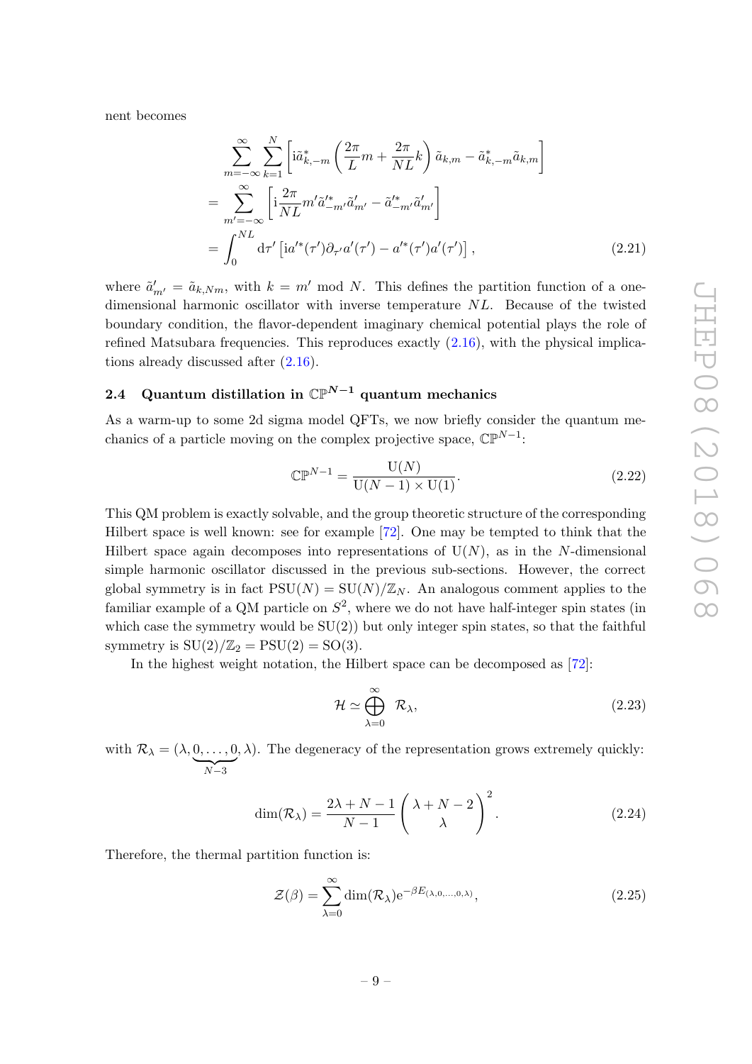nent becomes

$$
\begin{aligned}
&\sum_{m=-\infty}^{\infty}\sum_{k=1}^{N}\left[\mathrm{i}\tilde{a}^*_{k,-m}\left(\frac{2\pi}{L}m+\frac{2\pi}{NL}k\right)\tilde{a}_{k,m}-\tilde{a}^*_{k,-m}\tilde{a}_{k,m}\right]\\
&=\sum_{m'=-\infty}^{\infty}\left[\mathrm{i}\frac{2\pi}{NL}m'\tilde{a}'^*_{-m'}\tilde{a}'_{m'}-\tilde{a}'^*_{-m'}\tilde{a}'_{m'}\right]\\
&=\int_0^{NL}\mathrm{d}\tau'\left[\mathrm{i}a'^*(\tau')\partial_{\tau'}a'(\tau')-a'^*(\tau')a'(\tau')\right],
\end{aligned}
\tag{2.21}
$$

where $\tilde{a}'_{m'}=\tilde{a}_{k,Nm}$, with $k=m' \bmod N$. This defines the partition function of a one-dimensional harmonic oscillator with inverse temperature $NL$. Because of the twisted boundary condition, the flavor-dependent imaginary chemical potential plays the role of refined Matsubara frequencies. This reproduces exactly (2.16), with the physical implications already discussed after (2.16).

### 2.4 Quantum distillation in $\mathbb{CP}^{N-1}$ quantum mechanics

As a warm-up to some 2d sigma model QFTs, we now briefly consider the quantum mechanics of a particle moving on the complex projective space, $\mathbb{CP}^{N-1}$:

$$
\mathbb{CP}^{N-1}=\frac{\mathrm{U}(N)}{\mathrm{U}(N-1)\times\mathrm{U}(1)}. \tag{2.22}
$$

This QM problem is exactly solvable, and the group theoretic structure of the corresponding Hilbert space is well known: see for example [72]. One may be tempted to think that the Hilbert space again decomposes into representations of $\mathrm{U}(N)$, as in the $N$-dimensional simple harmonic oscillator discussed in the previous sub-sections. However, the correct global symmetry is in fact $\mathrm{PSU}(N)=\mathrm{SU}(N)/\mathbb{Z}_N$. An analogous comment applies to the familiar example of a QM particle on $S^2$, where we do not have half-integer spin states (in which case the symmetry would be $\mathrm{SU}(2)$) but only integer spin states, so that the faithful symmetry is $\mathrm{SU}(2)/\mathbb{Z}_2=\mathrm{PSU}(2)=\mathrm{SO}(3)$.

In the highest weight notation, the Hilbert space can be decomposed as [72]:

$$
\mathcal{H}\simeq\bigoplus_{\lambda=0}^{\infty}\mathcal{R}_\lambda, \tag{2.23}
$$

with $\mathcal{R}_\lambda=(\lambda,\underbrace{0,\ldots,0}_{N-3},\lambda)$. The degeneracy of the representation grows extremely quickly:

$$
\dim(\mathcal{R}_\lambda)=\frac{2\lambda+N-1}{N-1}\begin{pmatrix}\lambda+N-2\\ \lambda\end{pmatrix}^2. \tag{2.24}
$$

Therefore, the thermal partition function is:

$$
\mathcal{Z}(\beta)=\sum_{\lambda=0}^{\infty}\dim(\mathcal{R}_\lambda)\mathrm{e}^{-\beta E_{(\lambda,0,\ldots,0,\lambda)}}, \tag{2.25}
$$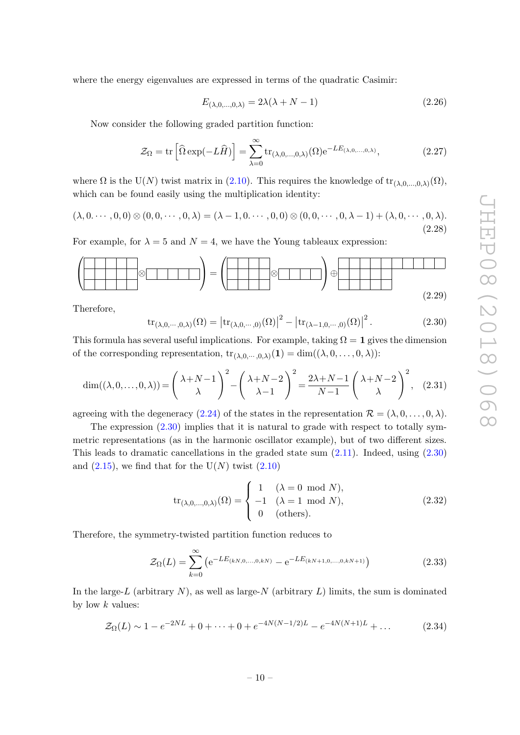where the energy eigenvalues are expressed in terms of the quadratic Casimir:

$$E_{(\lambda,0,\ldots,0,\lambda)} = 2\lambda(\lambda + N - 1) \tag{2.26}$$

Now consider the following graded partition function:

$$\mathcal{Z}_\Omega = \mathrm{tr}\left[\widehat{\Omega}\exp(-L\widehat{H})\right] = \sum_{\lambda=0}^{\infty} \mathrm{tr}_{(\lambda,0,\ldots,0,\lambda)}(\Omega)\mathrm{e}^{-LE_{(\lambda,0,\ldots,0,\lambda)}}, \tag{2.27}$$

where $\Omega$ is the $\mathrm{U}(N)$ twist matrix in (2.10). This requires the knowledge of $\mathrm{tr}_{(\lambda,0,\ldots,0,\lambda)}(\Omega)$, which can be found easily using the multiplication identity:

$$(\lambda,0.\cdots,0,0)\otimes(0,0,\cdots,0,\lambda) = (\lambda-1,0.\cdots,0,0)\otimes(0,0,\cdots,0,\lambda-1) + (\lambda,0,\cdots,0,\lambda). \tag{2.28}$$

For example, for $\lambda = 5$ and $N = 4$, we have the Young tableaux expression:

$$\left(\text{[3 rows of 5 boxes]}\otimes\text{[1 row of 5 boxes]}\right) = \left(\text{[3 rows of 4 boxes]}\otimes\text{[1 row of 4 boxes]}\right)\oplus\text{[rows of 10, 5, 5 boxes]} \tag{2.29}$$

Therefore,

$$\mathrm{tr}_{(\lambda,0,\cdots,0,\lambda)}(\Omega) = \left|\mathrm{tr}_{(\lambda,0,\cdots,0)}(\Omega)\right|^2 - \left|\mathrm{tr}_{(\lambda-1,0,\cdots,0)}(\Omega)\right|^2. \tag{2.30}$$

This formula has several useful implications. For example, taking $\Omega = \mathbf{1}$ gives the dimension of the corresponding representation, $\mathrm{tr}_{(\lambda,0,\cdots,0,\lambda)}(\mathbf{1}) = \dim((\lambda,0,\ldots,0,\lambda))$:

$$\dim((\lambda,0,\ldots,0,\lambda)) = \binom{\lambda+N-1}{\lambda}^2 - \binom{\lambda+N-2}{\lambda-1}^2 = \frac{2\lambda+N-1}{N-1}\binom{\lambda+N-2}{\lambda}^2, \tag{2.31}$$

agreeing with the degeneracy (2.24) of the states in the representation $\mathcal{R} = (\lambda,0,\ldots,0,\lambda)$.

The expression (2.30) implies that it is natural to grade with respect to totally symmetric representations (as in the harmonic oscillator example), but of two different sizes. This leads to dramatic cancellations in the graded state sum (2.11). Indeed, using (2.30) and (2.15), we find that for the $\mathrm{U}(N)$ twist (2.10)

$$\mathrm{tr}_{(\lambda,0,\ldots,0,\lambda)}(\Omega) = \begin{cases} 1 & (\lambda = 0 \mod N), \\ -1 & (\lambda = 1 \mod N), \\ 0 & (\text{others}). \end{cases} \tag{2.32}$$

Therefore, the symmetry-twisted partition function reduces to

$$\mathcal{Z}_\Omega(L) = \sum_{k=0}^{\infty}\left(\mathrm{e}^{-LE_{(kN,0,\ldots,0,kN)}} - \mathrm{e}^{-LE_{(kN+1,0,\ldots,0,kN+1)}}\right) \tag{2.33}$$

In the large-$L$ (arbitrary $N$), as well as large-$N$ (arbitrary $L$) limits, the sum is dominated by low $k$ values:

$$\mathcal{Z}_\Omega(L) \sim 1 - e^{-2NL} + 0 + \cdots + 0 + e^{-4N(N-1/2)L} - e^{-4N(N+1)L} + \ldots \tag{2.34}$$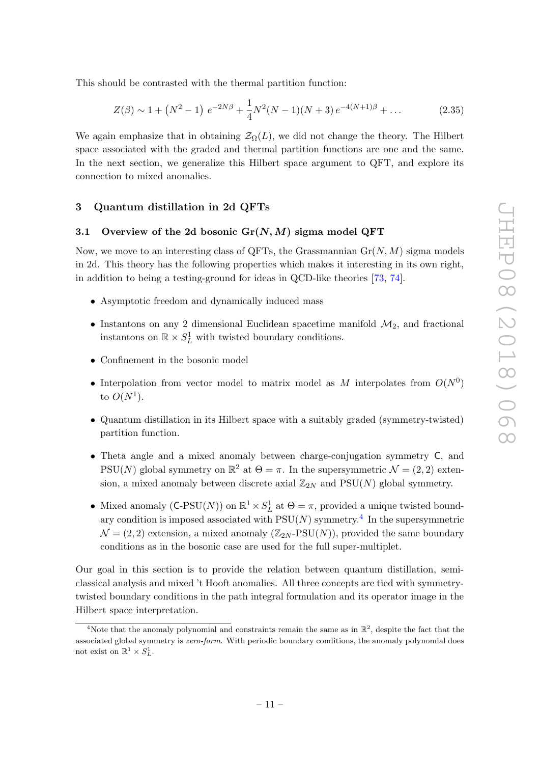This should be contrasted with the thermal partition function:

$$Z(\beta) \sim 1 + \left(N^2 - 1\right) e^{-2N\beta} + \frac{1}{4} N^2 (N-1)(N+3) \, e^{-4(N+1)\beta} + \dots \tag{2.35}$$

We again emphasize that in obtaining $\mathcal{Z}_\Omega(L)$, we did not change the theory. The Hilbert space associated with the graded and thermal partition functions are one and the same. In the next section, we generalize this Hilbert space argument to QFT, and explore its connection to mixed anomalies.

## 3 Quantum distillation in 2d QFTs

### 3.1 Overview of the 2d bosonic Gr$(N, M)$ sigma model QFT

Now, we move to an interesting class of QFTs, the Grassmannian Gr$(N, M)$ sigma models in 2d. This theory has the following properties which makes it interesting in its own right, in addition to being a testing-ground for ideas in QCD-like theories [73, 74].

- Asymptotic freedom and dynamically induced mass
- Instantons on any 2 dimensional Euclidean spacetime manifold $\mathcal{M}_2$, and fractional instantons on $\mathbb{R} \times S^1_L$ with twisted boundary conditions.
- Confinement in the bosonic model
- Interpolation from vector model to matrix model as $M$ interpolates from $O(N^0)$ to $O(N^1)$.
- Quantum distillation in its Hilbert space with a suitably graded (symmetry-twisted) partition function.
- Theta angle and a mixed anomaly between charge-conjugation symmetry $\mathsf{C}$, and PSU$(N)$ global symmetry on $\mathbb{R}^2$ at $\Theta = \pi$. In the supersymmetric $\mathcal{N} = (2,2)$ extension, a mixed anomaly between discrete axial $\mathbb{Z}_{2N}$ and PSU$(N)$ global symmetry.
- Mixed anomaly ($\mathsf{C}$-PSU$(N)$) on $\mathbb{R}^1 \times S^1_L$ at $\Theta = \pi$, provided a unique twisted boundary condition is imposed associated with PSU$(N)$ symmetry.[4] In the supersymmetric $\mathcal{N} = (2,2)$ extension, a mixed anomaly ($\mathbb{Z}_{2N}$-PSU$(N)$), provided the same boundary conditions as in the bosonic case are used for the full super-multiplet.

Our goal in this section is to provide the relation between quantum distillation, semi-classical analysis and mixed 't Hooft anomalies. All three concepts are tied with symmetry-twisted boundary conditions in the path integral formulation and its operator image in the Hilbert space interpretation.

---

[4]Note that the anomaly polynomial and constraints remain the same as in $\mathbb{R}^2$, despite the fact that the associated global symmetry is *zero-form*. With periodic boundary conditions, the anomaly polynomial does not exist on $\mathbb{R}^1 \times S^1_L$.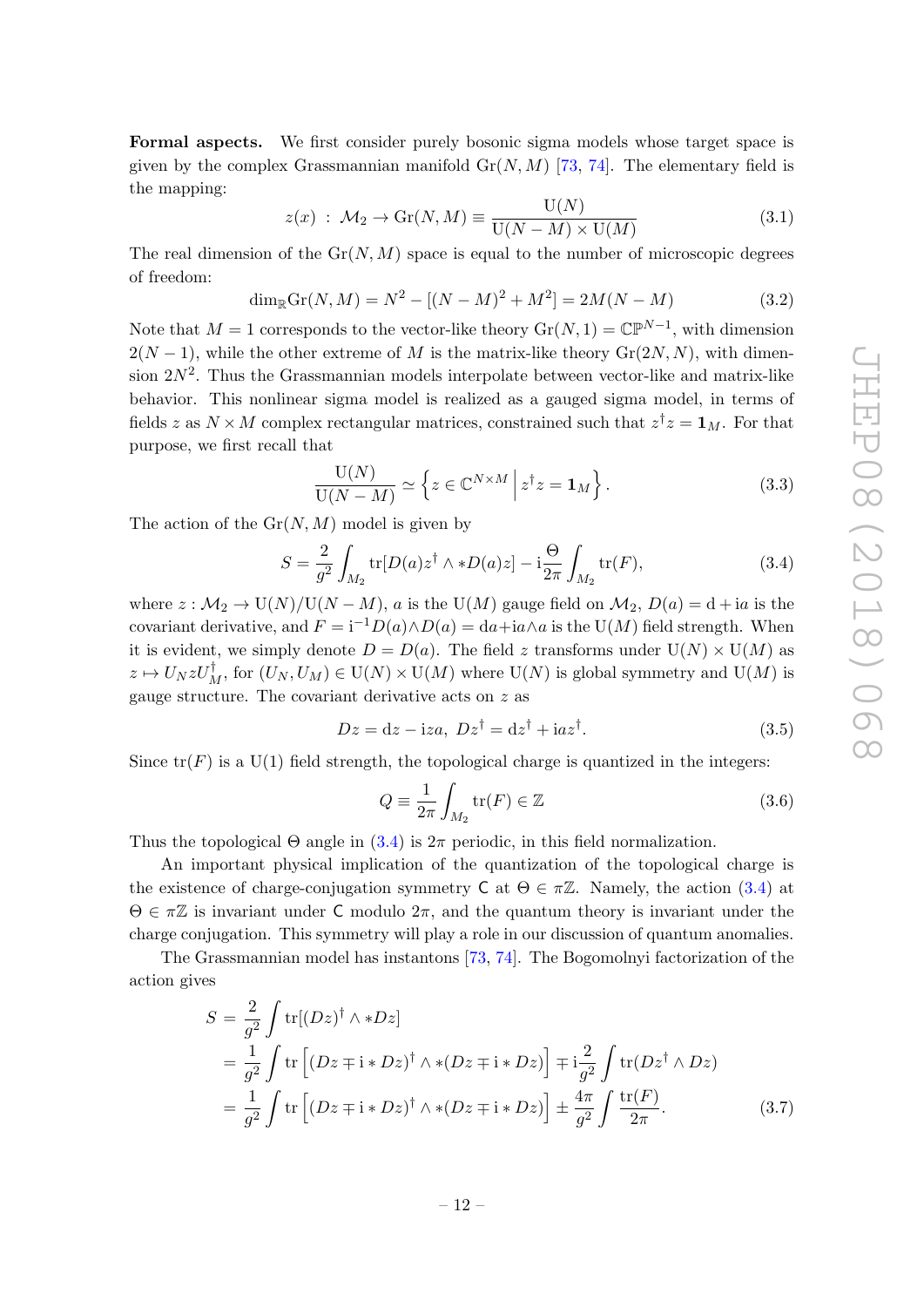**Formal aspects.** We first consider purely bosonic sigma models whose target space is given by the complex Grassmannian manifold $\mathrm{Gr}(N,M)$ [73, 74]. The elementary field is the mapping:

$$z(x)\ :\ \mathcal{M}_2 \to \mathrm{Gr}(N,M) \equiv \frac{\mathrm{U}(N)}{\mathrm{U}(N-M)\times \mathrm{U}(M)} \tag{3.1}$$

The real dimension of the $\mathrm{Gr}(N,M)$ space is equal to the number of microscopic degrees of freedom:

$$\dim_{\mathbb{R}} \mathrm{Gr}(N,M) = N^2 - [(N-M)^2 + M^2] = 2M(N-M) \tag{3.2}$$

Note that $M=1$ corresponds to the vector-like theory $\mathrm{Gr}(N,1) = \mathbb{CP}^{N-1}$, with dimension $2(N-1)$, while the other extreme of $M$ is the matrix-like theory $\mathrm{Gr}(2N,N)$, with dimension $2N^2$. Thus the Grassmannian models interpolate between vector-like and matrix-like behavior. This nonlinear sigma model is realized as a gauged sigma model, in terms of fields $z$ as $N\times M$ complex rectangular matrices, constrained such that $z^\dagger z = \mathbf{1}_M$. For that purpose, we first recall that

$$\frac{\mathrm{U}(N)}{\mathrm{U}(N-M)} \simeq \left\{ z\in \mathbb{C}^{N\times M} \,\middle|\, z^\dagger z = \mathbf{1}_M \right\}. \tag{3.3}$$

The action of the $\mathrm{Gr}(N,M)$ model is given by

$$S = \frac{2}{g^2}\int_{M_2} \mathrm{tr}[D(a)z^\dagger \wedge * D(a) z] - \mathrm{i}\frac{\Theta}{2\pi}\int_{M_2} \mathrm{tr}(F), \tag{3.4}$$

where $z : \mathcal{M}_2 \to \mathrm{U}(N)/\mathrm{U}(N-M)$, $a$ is the $\mathrm{U}(M)$ gauge field on $\mathcal{M}_2$, $D(a) = \mathrm{d} + \mathrm{i}a$ is the covariant derivative, and $F = \mathrm{i}^{-1} D(a) \wedge D(a) = \mathrm{d}a + \mathrm{i}a\wedge a$ is the $\mathrm{U}(M)$ field strength. When it is evident, we simply denote $D = D(a)$. The field $z$ transforms under $\mathrm{U}(N)\times\mathrm{U}(M)$ as $z \mapsto U_N z U_M^\dagger$, for $(U_N, U_M) \in \mathrm{U}(N)\times \mathrm{U}(M)$ where $\mathrm{U}(N)$ is global symmetry and $\mathrm{U}(M)$ is gauge structure. The covariant derivative acts on $z$ as

$$Dz = \mathrm{d}z - \mathrm{i}za,\ \ Dz^\dagger = \mathrm{d}z^\dagger + \mathrm{i}az^\dagger. \tag{3.5}$$

Since $\mathrm{tr}(F)$ is a $\mathrm{U}(1)$ field strength, the topological charge is quantized in the integers:

$$Q \equiv \frac{1}{2\pi}\int_{M_2} \mathrm{tr}(F) \in \mathbb{Z} \tag{3.6}$$

Thus the topological $\Theta$ angle in (3.4) is $2\pi$ periodic, in this field normalization.

An important physical implication of the quantization of the topological charge is the existence of charge-conjugation symmetry $\mathsf{C}$ at $\Theta \in \pi\mathbb{Z}$. Namely, the action (3.4) at $\Theta \in \pi\mathbb{Z}$ is invariant under $\mathsf{C}$ modulo $2\pi$, and the quantum theory is invariant under the charge conjugation. This symmetry will play a role in our discussion of quantum anomalies.

The Grassmannian model has instantons [73, 74]. The Bogomolnyi factorization of the action gives

$$\begin{aligned}
S &= \frac{2}{g^2}\int \mathrm{tr}[(Dz)^\dagger \wedge * Dz] \\
&= \frac{1}{g^2}\int \mathrm{tr}\left[ (Dz \mp \mathrm{i} * Dz)^\dagger \wedge *(Dz \mp \mathrm{i} * Dz)\right] \mp \mathrm{i}\frac{2}{g^2}\int \mathrm{tr}(Dz^\dagger \wedge Dz) \\
&= \frac{1}{g^2}\int \mathrm{tr}\left[ (Dz \mp \mathrm{i} * Dz)^\dagger \wedge *(Dz \mp \mathrm{i} * Dz)\right] \pm \frac{4\pi}{g^2}\int \frac{\mathrm{tr}(F)}{2\pi}.
\end{aligned} \tag{3.7}$$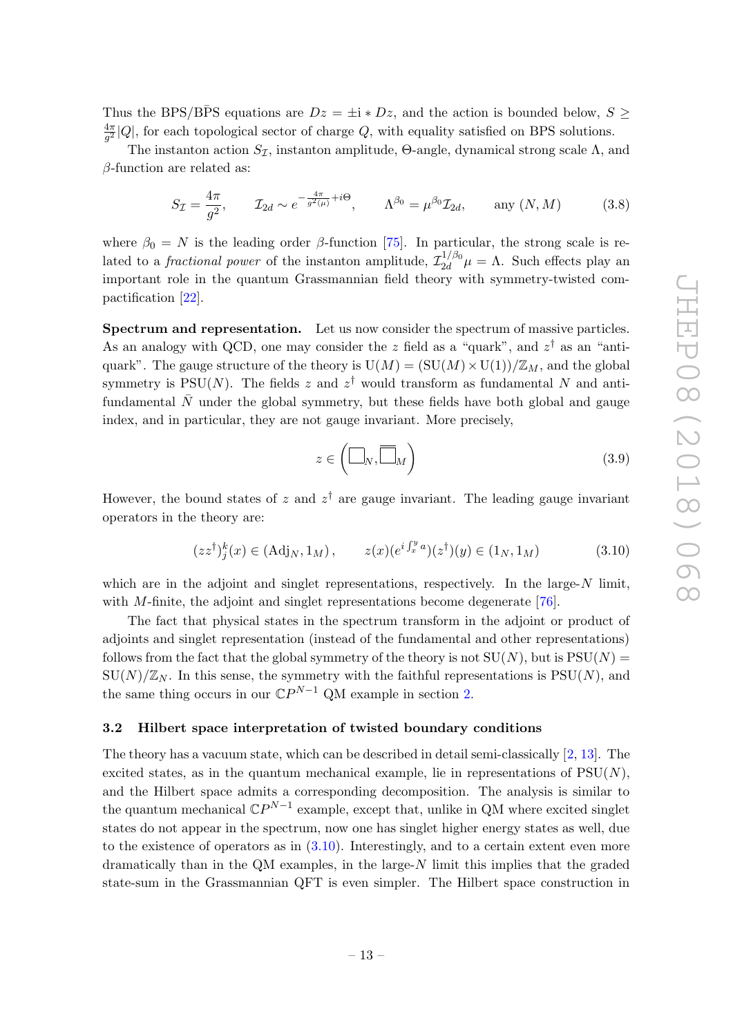Thus the BPS/$\bar{\text{B}}$PS equations are $Dz = \pm \mathrm{i} * Dz$, and the action is bounded below, $S \geq \frac{4\pi}{g^2}|Q|$, for each topological sector of charge $Q$, with equality satisfied on BPS solutions.

The instanton action $S_{\mathcal{I}}$, instanton amplitude, $\Theta$-angle, dynamical strong scale $\Lambda$, and $\beta$-function are related as:

$$
S_{\mathcal{I}} = \frac{4\pi}{g^2}, \qquad \mathcal{I}_{2d} \sim e^{-\frac{4\pi}{g^2(\mu)} + i\Theta}, \qquad \Lambda^{\beta_0} = \mu^{\beta_0} \mathcal{I}_{2d}, \qquad \text{any } (N, M) \tag{3.8}
$$

where $\beta_0 = N$ is the leading order $\beta$-function [75]. In particular, the strong scale is related to a *fractional power* of the instanton amplitude, $\mathcal{I}_{2d}^{1/\beta_0}\mu = \Lambda$. Such effects play an important role in the quantum Grassmannian field theory with symmetry-twisted compactification [22].

**Spectrum and representation.** Let us now consider the spectrum of massive particles. As an analogy with QCD, one may consider the $z$ field as a "quark", and $z^\dagger$ as an "anti-quark". The gauge structure of the theory is $\mathrm{U}(M) = (\mathrm{SU}(M) \times \mathrm{U}(1))/\mathbb{Z}_M$, and the global symmetry is $\mathrm{PSU}(N)$. The fields $z$ and $z^\dagger$ would transform as fundamental $N$ and anti-fundamental $\bar{N}$ under the global symmetry, but these fields have both global and gauge index, and in particular, they are not gauge invariant. More precisely,

$$
z \in \left( \Box_N, \overline{\Box}_M \right) \tag{3.9}
$$

However, the bound states of $z$ and $z^\dagger$ are gauge invariant. The leading gauge invariant operators in the theory are:

$$
(zz^\dagger)^k_j(x) \in (\mathrm{Adj}_N, 1_M), \qquad z(x)(e^{i\int_x^y a})(z^\dagger)(y) \in (1_N, 1_M) \tag{3.10}
$$

which are in the adjoint and singlet representations, respectively. In the large-$N$ limit, with $M$-finite, the adjoint and singlet representations become degenerate [76].

The fact that physical states in the spectrum transform in the adjoint or product of adjoints and singlet representation (instead of the fundamental and other representations) follows from the fact that the global symmetry of the theory is not $\mathrm{SU}(N)$, but is $\mathrm{PSU}(N) = \mathrm{SU}(N)/\mathbb{Z}_N$. In this sense, the symmetry with the faithful representations is $\mathrm{PSU}(N)$, and the same thing occurs in our $\mathbb{C}P^{N-1}$ QM example in section 2.

### 3.2 Hilbert space interpretation of twisted boundary conditions

The theory has a vacuum state, which can be described in detail semi-classically [2, 13]. The excited states, as in the quantum mechanical example, lie in representations of $\mathrm{PSU}(N)$, and the Hilbert space admits a corresponding decomposition. The analysis is similar to the quantum mechanical $\mathbb{C}P^{N-1}$ example, except that, unlike in QM where excited singlet states do not appear in the spectrum, now one has singlet higher energy states as well, due to the existence of operators as in (3.10). Interestingly, and to a certain extent even more dramatically than in the QM examples, in the large-$N$ limit this implies that the graded state-sum in the Grassmannian QFT is even simpler. The Hilbert space construction in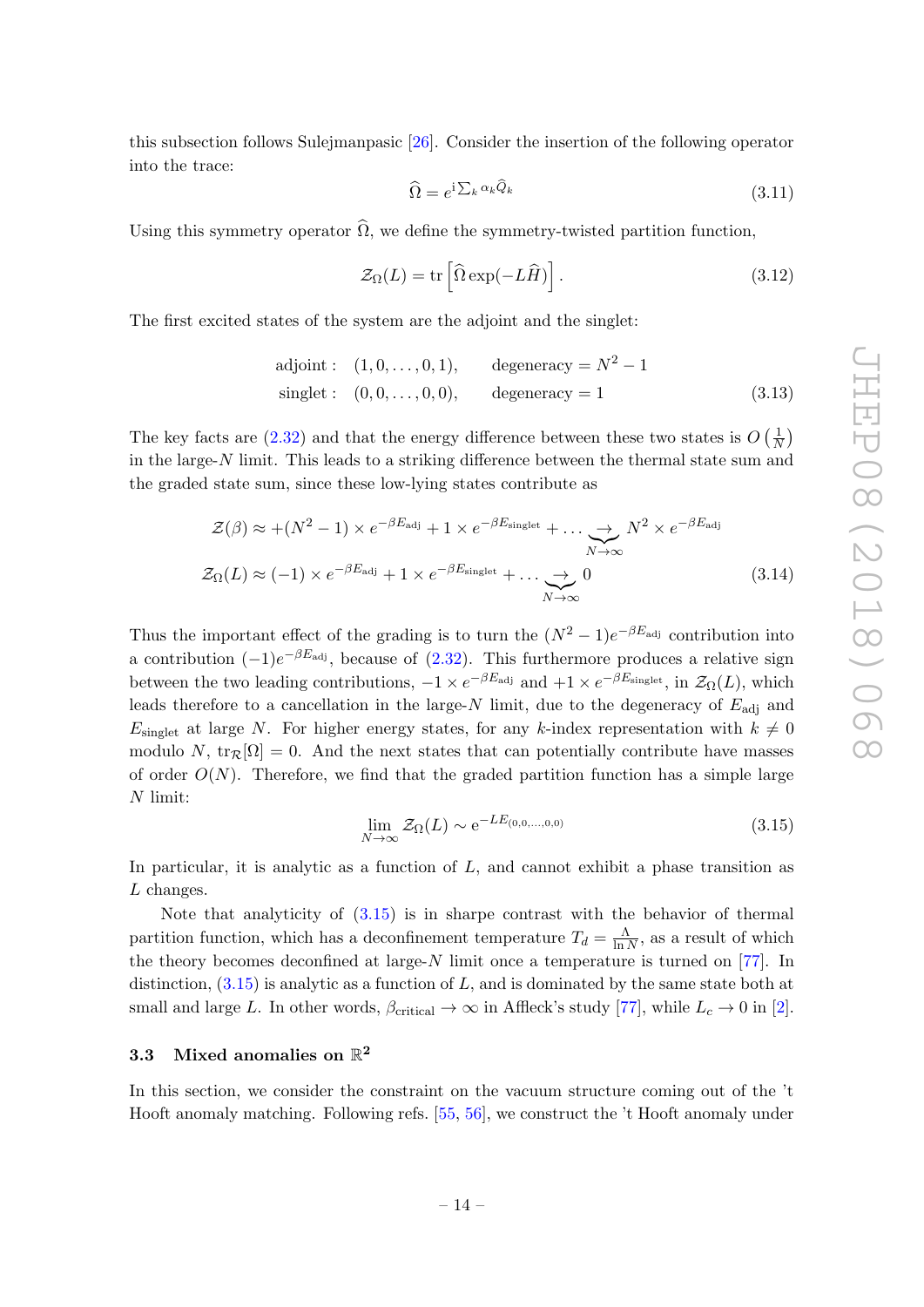this subsection follows Sulejmanpasic [26]. Consider the insertion of the following operator into the trace:

$$\widehat{\Omega} = e^{\mathrm{i}\sum_k \alpha_k \widehat{Q}_k} \tag{3.11}$$

Using this symmetry operator $\widehat{\Omega}$, we define the symmetry-twisted partition function,

$$\mathcal{Z}_\Omega(L) = \mathrm{tr}\left[\widehat{\Omega}\exp(-L\widehat{H})\right]. \tag{3.12}$$

The first excited states of the system are the adjoint and the singlet:

$$\begin{aligned} &\text{adjoint}: \quad (1, 0, \ldots, 0, 1), \qquad \text{degeneracy} = N^2 - 1 \\ &\text{singlet}: \quad (0, 0, \ldots, 0, 0), \qquad \text{degeneracy} = 1 \end{aligned} \tag{3.13}$$

The key facts are (2.32) and that the energy difference between these two states is $O\left(\frac{1}{N}\right)$ in the large-$N$ limit. This leads to a striking difference between the thermal state sum and the graded state sum, since these low-lying states contribute as

$$\begin{aligned} \mathcal{Z}(\beta) &\approx +(N^2-1) \times e^{-\beta E_{\mathrm{adj}}} + 1 \times e^{-\beta E_{\mathrm{singlet}}} + \ldots \underbrace{\rightarrow}_{N\to\infty} N^2 \times e^{-\beta E_{\mathrm{adj}}} \\ \mathcal{Z}_\Omega(L) &\approx (-1) \times e^{-\beta E_{\mathrm{adj}}} + 1 \times e^{-\beta E_{\mathrm{singlet}}} + \ldots \underbrace{\rightarrow}_{N\to\infty} 0 \end{aligned} \tag{3.14}$$

Thus the important effect of the grading is to turn the $(N^2-1)e^{-\beta E_{\mathrm{adj}}}$ contribution into a contribution $(-1)e^{-\beta E_{\mathrm{adj}}}$, because of (2.32). This furthermore produces a relative sign between the two leading contributions, $-1 \times e^{-\beta E_{\mathrm{adj}}}$ and $+1 \times e^{-\beta E_{\mathrm{singlet}}}$, in $\mathcal{Z}_\Omega(L)$, which leads therefore to a cancellation in the large-$N$ limit, due to the degeneracy of $E_{\mathrm{adj}}$ and $E_{\mathrm{singlet}}$ at large $N$. For higher energy states, for any $k$-index representation with $k \neq 0$ modulo $N$, $\mathrm{tr}_{\mathcal{R}}[\Omega] = 0$. And the next states that can potentially contribute have masses of order $O(N)$. Therefore, we find that the graded partition function has a simple large $N$ limit:

$$\lim_{N\to\infty} \mathcal{Z}_\Omega(L) \sim \mathrm{e}^{-LE_{(0,0,\ldots,0,0)}} \tag{3.15}$$

In particular, it is analytic as a function of $L$, and cannot exhibit a phase transition as $L$ changes.

Note that analyticity of (3.15) is in sharp contrast with the behavior of thermal partition function, which has a deconfinement temperature $T_d = \frac{\Lambda}{\ln N}$, as a result of which the theory becomes deconfined at large-$N$ limit once a temperature is turned on [77]. In distinction, (3.15) is analytic as a function of $L$, and is dominated by the same state both at small and large $L$. In other words, $\beta_{\mathrm{critical}} \to \infty$ in Affleck's study [77], while $L_c \to 0$ in [2].

### 3.3 Mixed anomalies on $\mathbb{R}^2$

In this section, we consider the constraint on the vacuum structure coming out of the 't Hooft anomaly matching. Following refs. [55, 56], we construct the 't Hooft anomaly under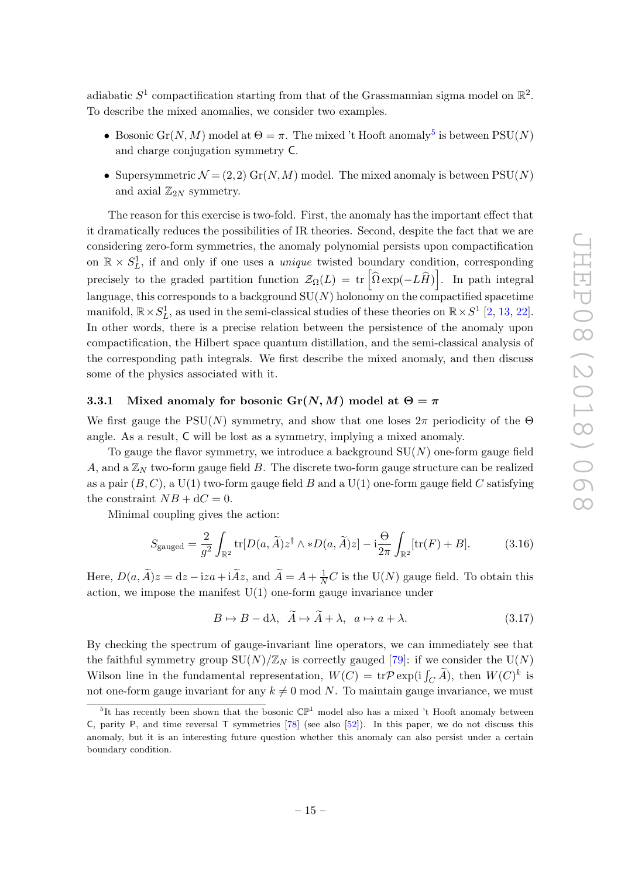adiabatic $S^1$ compactification starting from that of the Grassmannian sigma model on $\mathbb{R}^2$. To describe the mixed anomalies, we consider two examples.

- Bosonic $\mathrm{Gr}(N,M)$ model at $\Theta = \pi$. The mixed 't Hooft anomaly[5] is between $\mathrm{PSU}(N)$ and charge conjugation symmetry $\mathsf{C}$.
- Supersymmetric $\mathcal{N} = (2,2)$ $\mathrm{Gr}(N,M)$ model. The mixed anomaly is between $\mathrm{PSU}(N)$ and axial $\mathbb{Z}_{2N}$ symmetry.

The reason for this exercise is two-fold. First, the anomaly has the important effect that it dramatically reduces the possibilities of IR theories. Second, despite the fact that we are considering zero-form symmetries, the anomaly polynomial persists upon compactification on $\mathbb{R} \times S^1_L$, if and only if one uses a *unique* twisted boundary condition, corresponding precisely to the graded partition function $\mathcal{Z}_\Omega(L) = \mathrm{tr}\left[\widehat{\Omega}\exp(-L\widehat{H})\right]$. In path integral language, this corresponds to a background $\mathrm{SU}(N)$ holonomy on the compactified spacetime manifold, $\mathbb{R} \times S^1_L$, as used in the semi-classical studies of these theories on $\mathbb{R} \times S^1$ [2, 13, 22]. In other words, there is a precise relation between the persistence of the anomaly upon compactification, the Hilbert space quantum distillation, and the semi-classical analysis of the corresponding path integrals. We first describe the mixed anomaly, and then discuss some of the physics associated with it.

### 3.3.1 Mixed anomaly for bosonic $\mathrm{Gr}(N,M)$ model at $\Theta = \pi$

We first gauge the $\mathrm{PSU}(N)$ symmetry, and show that one loses $2\pi$ periodicity of the $\Theta$ angle. As a result, $\mathsf{C}$ will be lost as a symmetry, implying a mixed anomaly.

To gauge the flavor symmetry, we introduce a background $\mathrm{SU}(N)$ one-form gauge field $A$, and a $\mathbb{Z}_N$ two-form gauge field $B$. The discrete two-form gauge structure can be realized as a pair $(B, C)$, a $\mathrm{U}(1)$ two-form gauge field $B$ and a $\mathrm{U}(1)$ one-form gauge field $C$ satisfying the constraint $NB + \mathrm{d}C = 0$.

Minimal coupling gives the action:

$$S_{\mathrm{gauged}} = \frac{2}{g^2}\int_{\mathbb{R}^2} \mathrm{tr}[D(a,\widetilde{A})z^\dagger \wedge *D(a,\widetilde{A})z] - \mathrm{i}\frac{\Theta}{2\pi}\int_{\mathbb{R}^2}[\mathrm{tr}(F) + B]. \tag{3.16}$$

Here, $D(a,\widetilde{A})z = \mathrm{d}z - \mathrm{i}za + \mathrm{i}\widetilde{A}z$, and $\widetilde{A} = A + \frac{1}{N}C$ is the $\mathrm{U}(N)$ gauge field. To obtain this action, we impose the manifest $\mathrm{U}(1)$ one-form gauge invariance under

$$B \mapsto B - \mathrm{d}\lambda, \quad \widetilde{A} \mapsto \widetilde{A} + \lambda, \quad a \mapsto a + \lambda. \tag{3.17}$$

By checking the spectrum of gauge-invariant line operators, we can immediately see that the faithful symmetry group $\mathrm{SU}(N)/\mathbb{Z}_N$ is correctly gauged [79]: if we consider the $\mathrm{U}(N)$ Wilson line in the fundamental representation, $W(C) = \mathrm{tr}\mathcal{P}\exp(\mathrm{i}\int_C \widetilde{A})$, then $W(C)^k$ is not one-form gauge invariant for any $k \neq 0 \bmod N$. To maintain gauge invariance, we must

[5] It has recently been shown that the bosonic $\mathbb{CP}^1$ model also has a mixed 't Hooft anomaly between $\mathsf{C}$, parity $\mathsf{P}$, and time reversal $\mathsf{T}$ symmetries [78] (see also [52]). In this paper, we do not discuss this anomaly, but it is an interesting future question whether this anomaly can also persist under a certain boundary condition.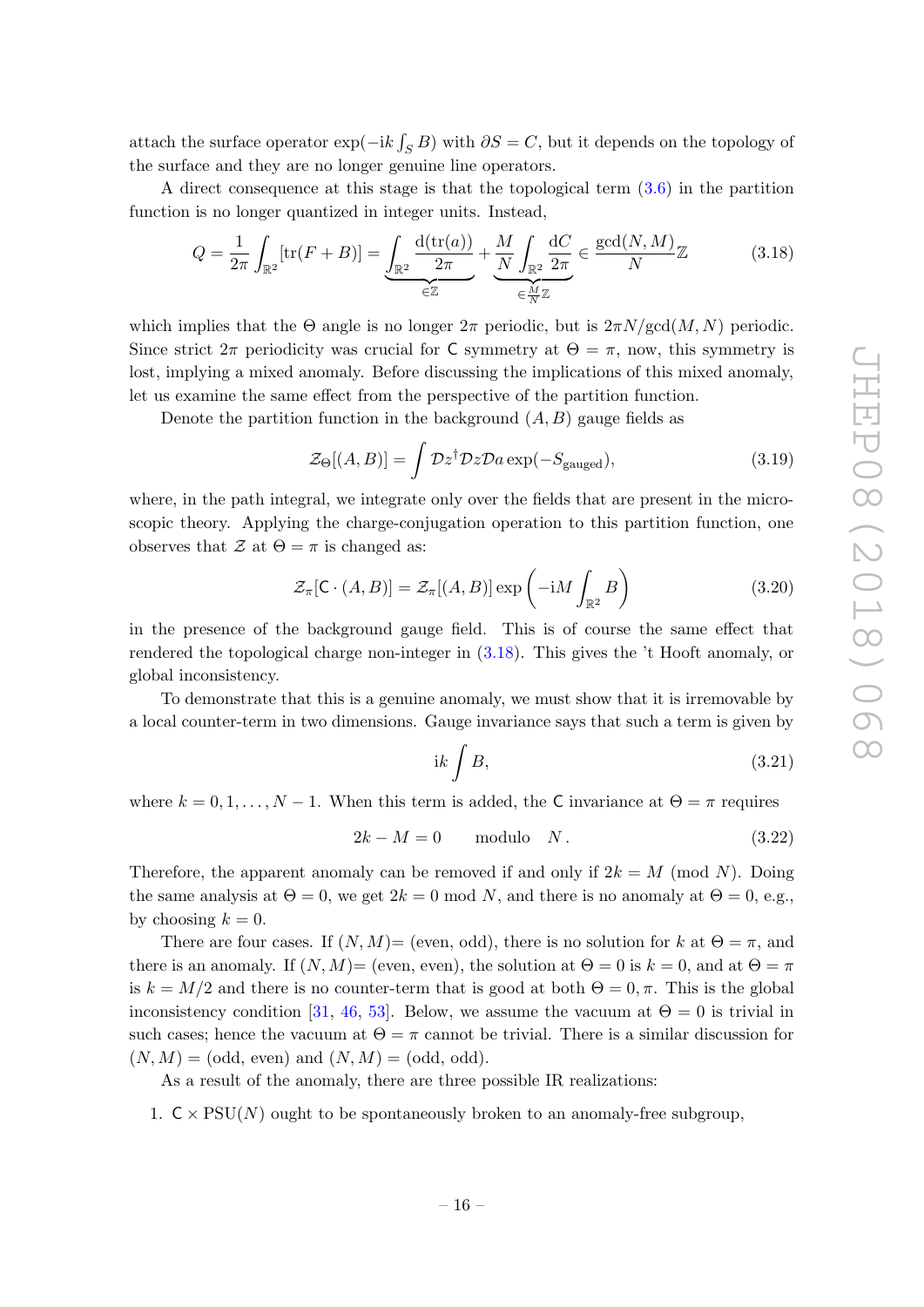attach the surface operator $\exp(-\mathrm{i}k\int_S B)$ with $\partial S = C$, but it depends on the topology of the surface and they are no longer genuine line operators.

A direct consequence at this stage is that the topological term (3.6) in the partition function is no longer quantized in integer units. Instead,

$$Q = \frac{1}{2\pi}\int_{\mathbb{R}^2}[\mathrm{tr}(F+B)] = \underbrace{\int_{\mathbb{R}^2}\frac{\mathrm{d}(\mathrm{tr}(a))}{2\pi}}_{\in\mathbb{Z}} + \underbrace{\frac{M}{N}\int_{\mathbb{R}^2}\frac{\mathrm{d}C}{2\pi}}_{\in\frac{M}{N}\mathbb{Z}} \in \frac{\gcd(N,M)}{N}\mathbb{Z} \tag{3.18}$$

which implies that the $\Theta$ angle is no longer $2\pi$ periodic, but is $2\pi N/\gcd(M,N)$ periodic. Since strict $2\pi$ periodicity was crucial for $\mathsf{C}$ symmetry at $\Theta = \pi$, now, this symmetry is lost, implying a mixed anomaly. Before discussing the implications of this mixed anomaly, let us examine the same effect from the perspective of the partition function.

Denote the partition function in the background $(A,B)$ gauge fields as

$$\mathcal{Z}_\Theta[(A,B)] = \int \mathcal{D}z^\dagger\mathcal{D}z\mathcal{D}a\exp(-S_{\text{gauged}}), \tag{3.19}$$

where, in the path integral, we integrate only over the fields that are present in the microscopic theory. Applying the charge-conjugation operation to this partition function, one observes that $\mathcal{Z}$ at $\Theta=\pi$ is changed as:

$$\mathcal{Z}_\pi[\mathsf{C}\cdot(A,B)] = \mathcal{Z}_\pi[(A,B)]\exp\left(-\mathrm{i}M\int_{\mathbb{R}^2}B\right) \tag{3.20}$$

in the presence of the background gauge field. This is of course the same effect that rendered the topological charge non-integer in (3.18). This gives the 't Hooft anomaly, or global inconsistency.

To demonstrate that this is a genuine anomaly, we must show that it is irremovable by a local counter-term in two dimensions. Gauge invariance says that such a term is given by

$$\mathrm{i}k\int B, \tag{3.21}$$

where $k = 0,1,\ldots,N-1$. When this term is added, the $\mathsf{C}$ invariance at $\Theta=\pi$ requires

$$2k - M = 0 \qquad \text{modulo} \quad N\,. \tag{3.22}$$

Therefore, the apparent anomaly can be removed if and only if $2k = M \pmod N$. Doing the same analysis at $\Theta = 0$, we get $2k = 0 \bmod N$, and there is no anomaly at $\Theta=0$, e.g., by choosing $k=0$.

There are four cases. If $(N,M)=$ (even, odd), there is no solution for $k$ at $\Theta=\pi$, and there is an anomaly. If $(N,M)=$ (even, even), the solution at $\Theta=0$ is $k=0$, and at $\Theta=\pi$ is $k=M/2$ and there is no counter-term that is good at both $\Theta=0,\pi$. This is the global inconsistency condition [31, 46, 53]. Below, we assume the vacuum at $\Theta=0$ is trivial in such cases; hence the vacuum at $\Theta=\pi$ cannot be trivial. There is a similar discussion for $(N,M) =$ (odd, even) and $(N,M) =$ (odd, odd).

As a result of the anomaly, there are three possible IR realizations:

1. $\mathsf{C}\times\mathrm{PSU}(N)$ ought to be spontaneously broken to an anomaly-free subgroup,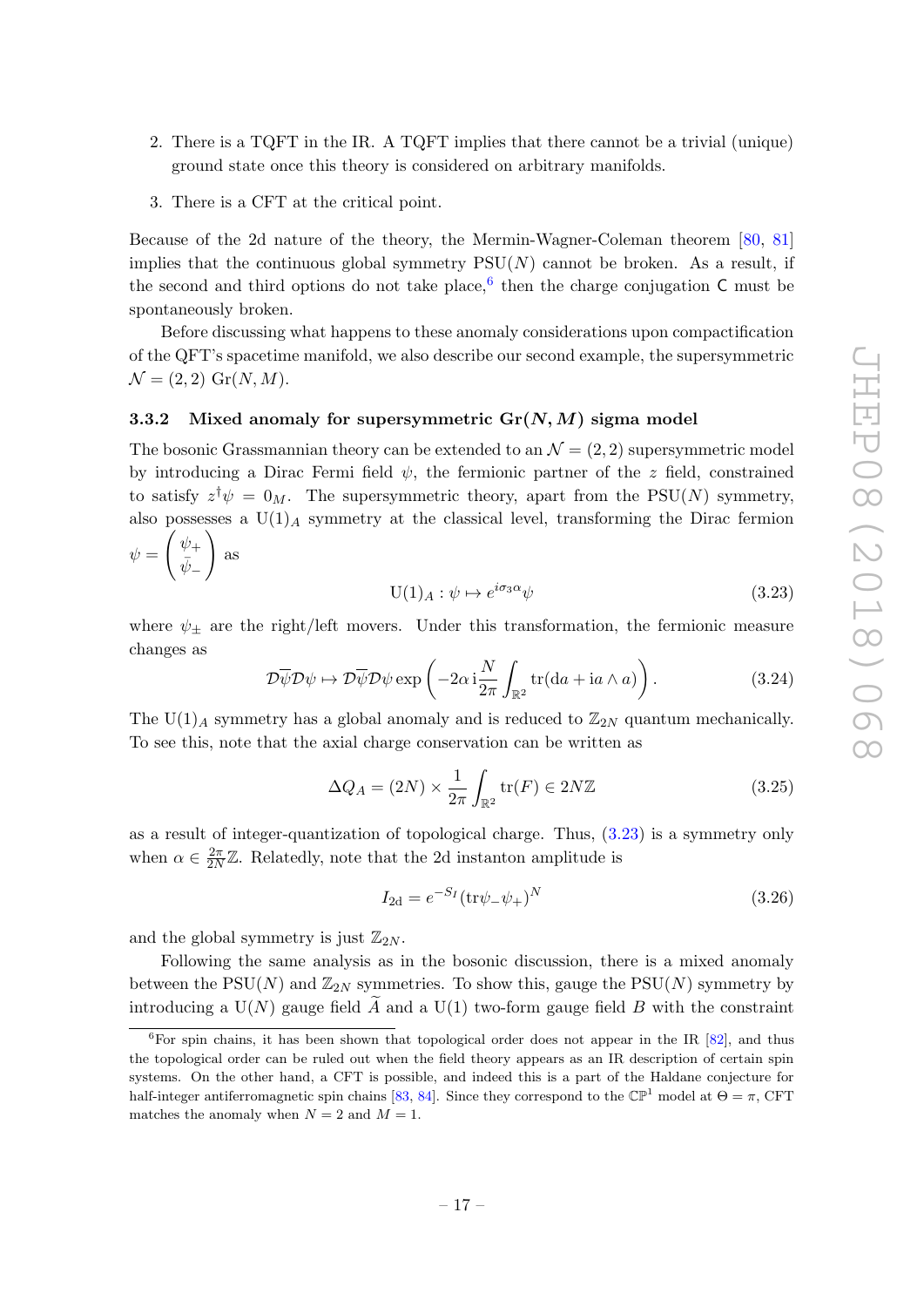2. There is a TQFT in the IR. A TQFT implies that there cannot be a trivial (unique) ground state once this theory is considered on arbitrary manifolds.

3. There is a CFT at the critical point.

Because of the 2d nature of the theory, the Mermin-Wagner-Coleman theorem [80, 81] implies that the continuous global symmetry $\mathrm{PSU}(N)$ cannot be broken. As a result, if the second and third options do not take place,[6] then the charge conjugation $\mathsf{C}$ must be spontaneously broken.

Before discussing what happens to these anomaly considerations upon compactification of the QFT's spacetime manifold, we also describe our second example, the supersymmetric $\mathcal{N}=(2,2)$ $\mathrm{Gr}(N,M)$.

### 3.3.2 Mixed anomaly for supersymmetric Gr($N,M$) sigma model

The bosonic Grassmannian theory can be extended to an $\mathcal{N}=(2,2)$ supersymmetric model by introducing a Dirac Fermi field $\psi$, the fermionic partner of the $z$ field, constrained to satisfy $z^\dagger\psi = 0_M$. The supersymmetric theory, apart from the $\mathrm{PSU}(N)$ symmetry, also possesses a $\mathrm{U}(1)_A$ symmetry at the classical level, transforming the Dirac fermion $\psi = \begin{pmatrix}\psi_+ \\ \bar{\psi}_-\end{pmatrix}$ as

$$\mathrm{U}(1)_A : \psi \mapsto e^{i\sigma_3\alpha}\psi \tag{3.23}$$

where $\psi_\pm$ are the right/left movers. Under this transformation, the fermionic measure changes as

$$\mathcal{D}\overline{\psi}\mathcal{D}\psi \mapsto \mathcal{D}\overline{\psi}\mathcal{D}\psi \exp\left(-2\alpha\,\mathrm{i}\frac{N}{2\pi}\int_{\mathbb{R}^2}\mathrm{tr}(\mathrm{d}a + \mathrm{i}a\wedge a)\right). \tag{3.24}$$

The $\mathrm{U}(1)_A$ symmetry has a global anomaly and is reduced to $\mathbb{Z}_{2N}$ quantum mechanically. To see this, note that the axial charge conservation can be written as

$$\Delta Q_A = (2N)\times\frac{1}{2\pi}\int_{\mathbb{R}^2}\mathrm{tr}(F) \in 2N\mathbb{Z} \tag{3.25}$$

as a result of integer-quantization of topological charge. Thus, (3.23) is a symmetry only when $\alpha \in \frac{2\pi}{2N}\mathbb{Z}$. Relatedly, note that the 2d instanton amplitude is

$$I_{2\mathrm{d}} = e^{-S_I}(\mathrm{tr}\psi_-\psi_+)^N \tag{3.26}$$

and the global symmetry is just $\mathbb{Z}_{2N}$.

Following the same analysis as in the bosonic discussion, there is a mixed anomaly between the $\mathrm{PSU}(N)$ and $\mathbb{Z}_{2N}$ symmetries. To show this, gauge the $\mathrm{PSU}(N)$ symmetry by introducing a $\mathrm{U}(N)$ gauge field $\widetilde{A}$ and a $\mathrm{U}(1)$ two-form gauge field $B$ with the constraint

[6] For spin chains, it has been shown that topological order does not appear in the IR [82], and thus the topological order can be ruled out when the field theory appears as an IR description of certain spin systems. On the other hand, a CFT is possible, and indeed this is a part of the Haldane conjecture for half-integer antiferromagnetic spin chains [83, 84]. Since they correspond to the $\mathbb{CP}^1$ model at $\Theta=\pi$, CFT matches the anomaly when $N=2$ and $M=1$.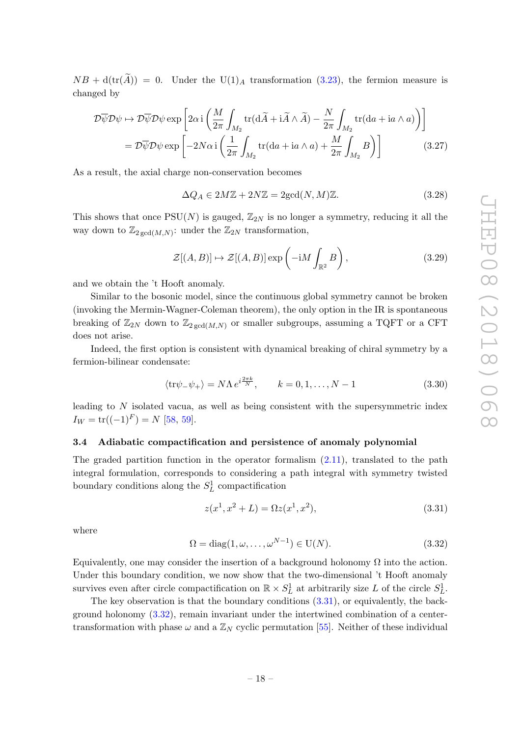$NB + \mathrm{d}(\mathrm{tr}(\widetilde{A})) = 0$. Under the $\mathrm{U}(1)_A$ transformation (3.23), the fermion measure is changed by

$$
\begin{aligned}
\mathcal{D}\overline{\psi}\mathcal{D}\psi \mapsto \mathcal{D}\overline{\psi}\mathcal{D}\psi \exp\left[2\alpha\,\mathrm{i}\left(\frac{M}{2\pi}\int_{M_2}\mathrm{tr}(\mathrm{d}\widetilde{A}+\mathrm{i}\widetilde{A}\wedge\widetilde{A}) - \frac{N}{2\pi}\int_{M_2}\mathrm{tr}(\mathrm{d}a+\mathrm{i}a\wedge a)\right)\right] \\
= \mathcal{D}\overline{\psi}\mathcal{D}\psi \exp\left[-2N\alpha\,\mathrm{i}\left(\frac{1}{2\pi}\int_{M_2}\mathrm{tr}(\mathrm{d}a+\mathrm{i}a\wedge a) + \frac{M}{2\pi}\int_{M_2} B\right)\right] \qquad (3.27)
\end{aligned}
$$

As a result, the axial charge non-conservation becomes

$$
\Delta Q_A \in 2M\mathbb{Z} + 2N\mathbb{Z} = 2\gcd(N,M)\mathbb{Z}. \tag{3.28}
$$

This shows that once $\mathrm{PSU}(N)$ is gauged, $\mathbb{Z}_{2N}$ is no longer a symmetry, reducing it all the way down to $\mathbb{Z}_{2\gcd(M,N)}$: under the $\mathbb{Z}_{2N}$ transformation,

$$
\mathcal{Z}[(A,B)] \mapsto \mathcal{Z}[(A,B)] \exp\left(-\mathrm{i}M\int_{\mathbb{R}^2} B\right), \tag{3.29}
$$

and we obtain the 't Hooft anomaly.

Similar to the bosonic model, since the continuous global symmetry cannot be broken (invoking the Mermin-Wagner-Coleman theorem), the only option in the IR is spontaneous breaking of $\mathbb{Z}_{2N}$ down to $\mathbb{Z}_{2\gcd(M,N)}$ or smaller subgroups, assuming a TQFT or a CFT does not arise.

Indeed, the first option is consistent with dynamical breaking of chiral symmetry by a fermion-bilinear condensate:

$$
\langle \mathrm{tr}\psi_-\psi_+\rangle = N\Lambda\, e^{i\frac{2\pi k}{N}}, \qquad k = 0,1,\ldots,N-1 \tag{3.30}
$$

leading to $N$ isolated vacua, as well as being consistent with the supersymmetric index $I_W = \mathrm{tr}((-1)^F) = N$ [58, 59].

### 3.4 Adiabatic compactification and persistence of anomaly polynomial

The graded partition function in the operator formalism (2.11), translated to the path integral formulation, corresponds to considering a path integral with symmetry twisted boundary conditions along the $S^1_L$ compactification

$$
z(x^1, x^2+L) = \Omega z(x^1,x^2), \tag{3.31}
$$

where

$$
\Omega = \mathrm{diag}(1,\omega,\ldots,\omega^{N-1}) \in \mathrm{U}(N). \tag{3.32}
$$

Equivalently, one may consider the insertion of a background holonomy $\Omega$ into the action. Under this boundary condition, we now show that the two-dimensional 't Hooft anomaly survives even after circle compactification on $\mathbb{R}\times S^1_L$ at arbitrarily size $L$ of the circle $S^1_L$.

The key observation is that the boundary conditions (3.31), or equivalently, the background holonomy (3.32), remain invariant under the intertwined combination of a center-transformation with phase $\omega$ and a $\mathbb{Z}_N$ cyclic permutation [55]. Neither of these individual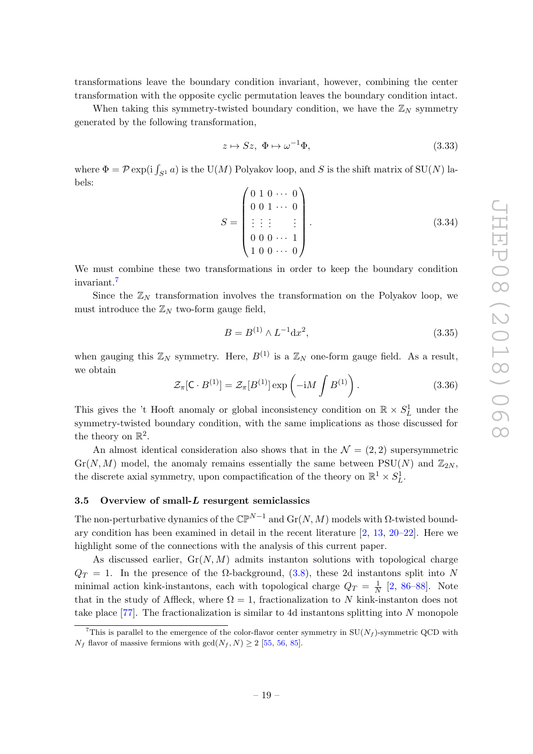transformations leave the boundary condition invariant, however, combining the center transformation with the opposite cyclic permutation leaves the boundary condition intact.

When taking this symmetry-twisted boundary condition, we have the $\mathbb{Z}_N$ symmetry generated by the following transformation,

$$z \mapsto Sz,\ \ \Phi \mapsto \omega^{-1}\Phi, \tag{3.33}$$

where $\Phi = \mathcal{P}\exp(\mathrm{i}\int_{S^1} a)$ is the $\mathrm{U}(M)$ Polyakov loop, and $S$ is the shift matrix of $\mathrm{SU}(N)$ labels:

$$S = \begin{pmatrix} 0 & 1 & 0 & \cdots & 0 \\ 0 & 0 & 1 & \cdots & 0 \\ \vdots & \vdots & \vdots & & \vdots \\ 0 & 0 & 0 & \cdots & 1 \\ 1 & 0 & 0 & \cdots & 0 \end{pmatrix}. \tag{3.34}$$

We must combine these two transformations in order to keep the boundary condition invariant.[7]

Since the $\mathbb{Z}_N$ transformation involves the transformation on the Polyakov loop, we must introduce the $\mathbb{Z}_N$ two-form gauge field,

$$B = B^{(1)} \wedge L^{-1}\mathrm{d}x^2, \tag{3.35}$$

when gauging this $\mathbb{Z}_N$ symmetry. Here, $B^{(1)}$ is a $\mathbb{Z}_N$ one-form gauge field. As a result, we obtain

$$\mathcal{Z}_\pi[\mathsf{C}\cdot B^{(1)}] = \mathcal{Z}_\pi[B^{(1)}]\exp\left(-\mathrm{i}M\int B^{(1)}\right). \tag{3.36}$$

This gives the 't Hooft anomaly or global inconsistency condition on $\mathbb{R}\times S^1_L$ under the symmetry-twisted boundary condition, with the same implications as those discussed for the theory on $\mathbb{R}^2$.

An almost identical consideration also shows that in the $\mathcal{N}=(2,2)$ supersymmetric $\mathrm{Gr}(N,M)$ model, the anomaly remains essentially the same between $\mathrm{PSU}(N)$ and $\mathbb{Z}_{2N}$, the discrete axial symmetry, upon compactification of the theory on $\mathbb{R}^1\times S^1_L$.

### 3.5 Overview of small-$L$ resurgent semiclassics

The non-perturbative dynamics of the $\mathbb{CP}^{N-1}$ and $\mathrm{Gr}(N,M)$ models with $\Omega$-twisted boundary condition has been examined in detail in the recent literature [2, 13, 20–22]. Here we highlight some of the connections with the analysis of this current paper.

As discussed earlier, $\mathrm{Gr}(N,M)$ admits instanton solutions with topological charge $Q_T = 1$. In the presence of the $\Omega$-background, (3.8), these 2d instantons split into $N$ minimal action kink-instantons, each with topological charge $Q_T = \frac{1}{N}$ [2, 86–88]. Note that in the study of Affleck, where $\Omega = 1$, fractionalization to $N$ kink-instanton does not take place [77]. The fractionalization is similar to 4d instantons splitting into $N$ monopole

---

[7] This is parallel to the emergence of the color-flavor center symmetry in $\mathrm{SU}(N_f)$-symmetric QCD with $N_f$ flavor of massive fermions with $\gcd(N_f, N)\geq 2$ [55, 56, 85].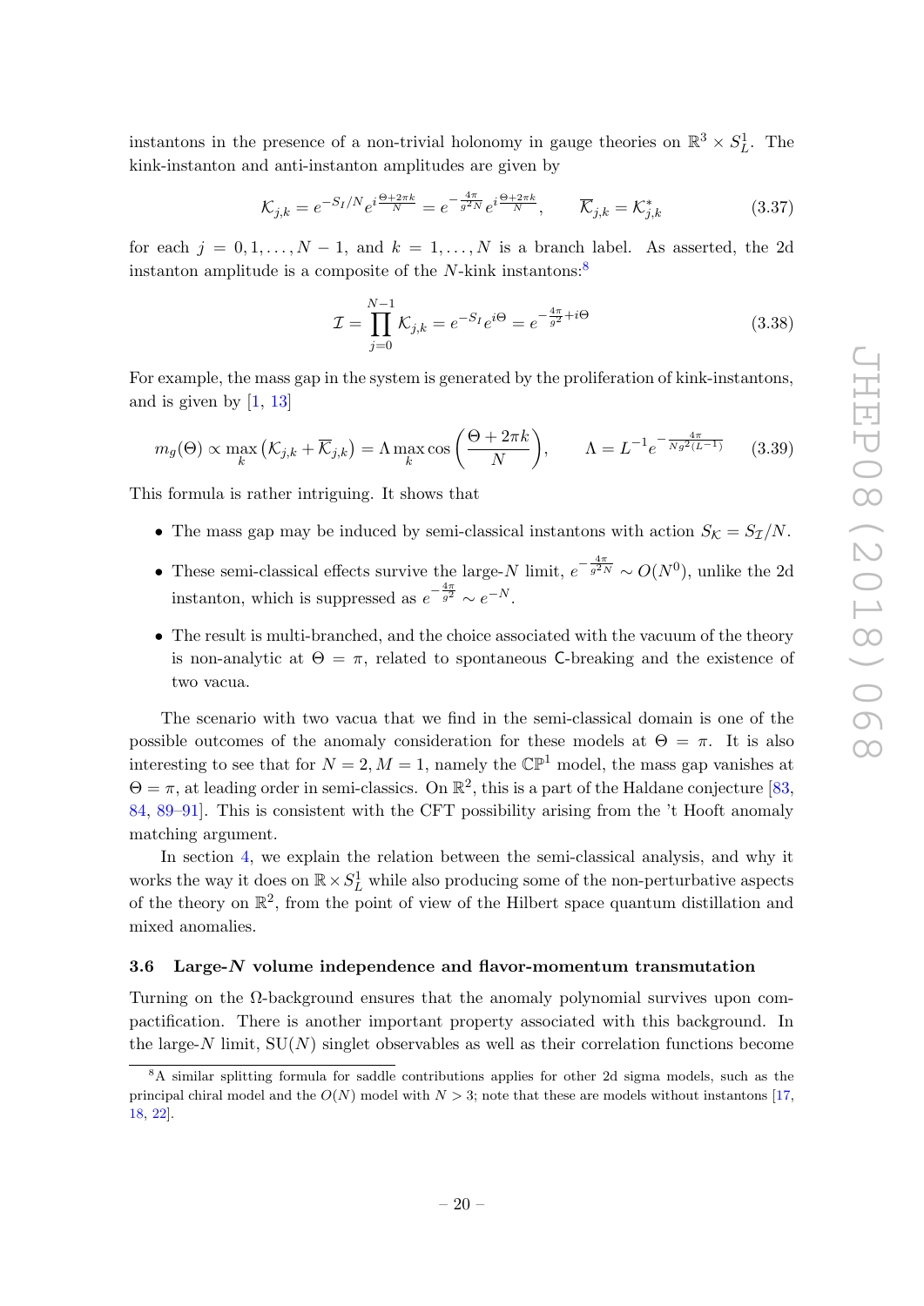instantons in the presence of a non-trivial holonomy in gauge theories on $\mathbb{R}^3 \times S^1_L$. The kink-instanton and anti-instanton amplitudes are given by

$$\mathcal{K}_{j,k} = e^{-S_I/N} e^{i\frac{\Theta+2\pi k}{N}} = e^{-\frac{4\pi}{g^2 N}} e^{i\frac{\Theta+2\pi k}{N}}, \qquad \overline{\mathcal{K}}_{j,k} = \mathcal{K}^*_{j,k} \tag{3.37}$$

for each $j = 0, 1, \ldots, N-1$, and $k = 1, \ldots, N$ is a branch label. As asserted, the 2d instanton amplitude is a composite of the $N$-kink instantons:[8]

$$\mathcal{I} = \prod_{j=0}^{N-1} \mathcal{K}_{j,k} = e^{-S_I} e^{i\Theta} = e^{-\frac{4\pi}{g^2} + i\Theta} \tag{3.38}$$

For example, the mass gap in the system is generated by the proliferation of kink-instantons, and is given by [1, 13]

$$m_g(\Theta) \propto \max_k \left(\mathcal{K}_{j,k} + \overline{\mathcal{K}}_{j,k}\right) = \Lambda \max_k \cos\left(\frac{\Theta + 2\pi k}{N}\right), \qquad \Lambda = L^{-1} e^{-\frac{4\pi}{N g^2 (L^{-1})}} \tag{3.39}$$

This formula is rather intriguing. It shows that

- The mass gap may be induced by semi-classical instantons with action $S_{\mathcal{K}} = S_{\mathcal{I}}/N$.
- These semi-classical effects survive the large-$N$ limit, $e^{-\frac{4\pi}{g^2 N}} \sim O(N^0)$, unlike the 2d instanton, which is suppressed as $e^{-\frac{4\pi}{g^2}} \sim e^{-N}$.
- The result is multi-branched, and the choice associated with the vacuum of the theory is non-analytic at $\Theta = \pi$, related to spontaneous $\mathsf{C}$-breaking and the existence of two vacua.

The scenario with two vacua that we find in the semi-classical domain is one of the possible outcomes of the anomaly consideration for these models at $\Theta = \pi$. It is also interesting to see that for $N = 2, M = 1$, namely the $\mathbb{CP}^1$ model, the mass gap vanishes at $\Theta = \pi$, at leading order in semi-classics. On $\mathbb{R}^2$, this is a part of the Haldane conjecture [83, 84, 89–91]. This is consistent with the CFT possibility arising from the 't Hooft anomaly matching argument.

In section 4, we explain the relation between the semi-classical analysis, and why it works the way it does on $\mathbb{R} \times S^1_L$ while also producing some of the non-perturbative aspects of the theory on $\mathbb{R}^2$, from the point of view of the Hilbert space quantum distillation and mixed anomalies.

### 3.6 Large-$N$ volume independence and flavor-momentum transmutation

Turning on the $\Omega$-background ensures that the anomaly polynomial survives upon compactification. There is another important property associated with this background. In the large-$N$ limit, $\mathrm{SU}(N)$ singlet observables as well as their correlation functions become

[8] A similar splitting formula for saddle contributions applies for other 2d sigma models, such as the principal chiral model and the $O(N)$ model with $N > 3$; note that these are models without instantons [17, 18, 22].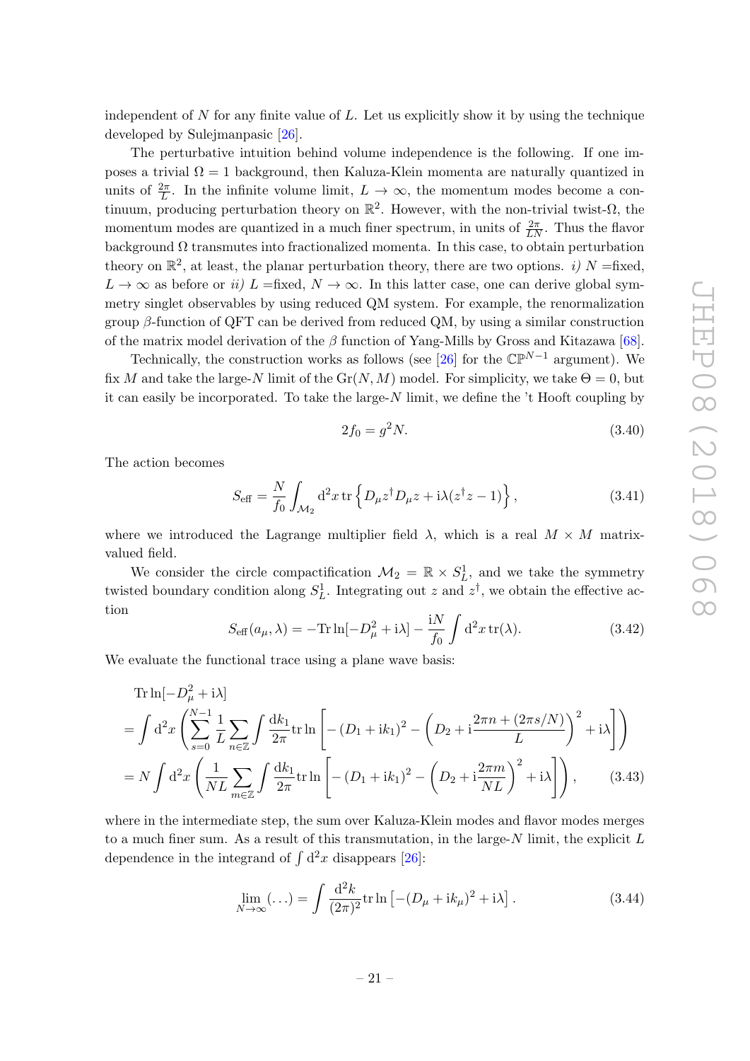independent of $N$ for any finite value of $L$. Let us explicitly show it by using the technique developed by Sulejmanpasic [26].

The perturbative intuition behind volume independence is the following. If one imposes a trivial $\Omega = 1$ background, then Kaluza-Klein momenta are naturally quantized in units of $\frac{2\pi}{L}$. In the infinite volume limit, $L \to \infty$, the momentum modes become a continuum, producing perturbation theory on $\mathbb{R}^2$. However, with the non-trivial twist-$\Omega$, the momentum modes are quantized in a much finer spectrum, in units of $\frac{2\pi}{LN}$. Thus the flavor background $\Omega$ transmutes into fractionalized momenta. In this case, to obtain perturbation theory on $\mathbb{R}^2$, at least, the planar perturbation theory, there are two options. *i)* $N$ =fixed, $L \to \infty$ as before or *ii)* $L$ =fixed, $N \to \infty$. In this latter case, one can derive global symmetry singlet observables by using reduced QM system. For example, the renormalization group $\beta$-function of QFT can be derived from reduced QM, by using a similar construction of the matrix model derivation of the $\beta$ function of Yang-Mills by Gross and Kitazawa [68].

Technically, the construction works as follows (see [26] for the $\mathbb{CP}^{N-1}$ argument). We fix $M$ and take the large-$N$ limit of the $\mathrm{Gr}(N, M)$ model. For simplicity, we take $\Theta = 0$, but it can easily be incorporated. To take the large-$N$ limit, we define the 't Hooft coupling by

$$2f_0 = g^2 N. \tag{3.40}$$

The action becomes

$$S_{\text{eff}} = \frac{N}{f_0} \int_{\mathcal{M}_2} \mathrm{d}^2 x \, \mathrm{tr} \left\{ D_\mu z^\dagger D_\mu z + \mathrm{i}\lambda (z^\dagger z - 1) \right\}, \tag{3.41}$$

where we introduced the Lagrange multiplier field $\lambda$, which is a real $M \times M$ matrix-valued field.

We consider the circle compactification $\mathcal{M}_2 = \mathbb{R} \times S^1_L$, and we take the symmetry twisted boundary condition along $S^1_L$. Integrating out $z$ and $z^\dagger$, we obtain the effective action

$$S_{\text{eff}}(a_\mu, \lambda) = -\mathrm{Tr} \ln[-D_\mu^2 + \mathrm{i}\lambda] - \frac{\mathrm{i}N}{f_0} \int \mathrm{d}^2 x \, \mathrm{tr}(\lambda). \tag{3.42}$$

We evaluate the functional trace using a plane wave basis:

$$\begin{aligned}
&\mathrm{Tr} \ln[-D_\mu^2 + \mathrm{i}\lambda] \\
&= \int \mathrm{d}^2 x \left( \sum_{s=0}^{N-1} \frac{1}{L} \sum_{n \in \mathbb{Z}} \int \frac{\mathrm{d}k_1}{2\pi} \mathrm{tr} \ln \left[ -(D_1 + \mathrm{i}k_1)^2 - \left( D_2 + \mathrm{i}\frac{2\pi n + (2\pi s/N)}{L} \right)^2 + \mathrm{i}\lambda \right] \right) \\
&= N \int \mathrm{d}^2 x \left( \frac{1}{NL} \sum_{m \in \mathbb{Z}} \int \frac{\mathrm{d}k_1}{2\pi} \mathrm{tr} \ln \left[ -(D_1 + \mathrm{i}k_1)^2 - \left( D_2 + \mathrm{i}\frac{2\pi m}{NL} \right)^2 + \mathrm{i}\lambda \right] \right),
\end{aligned} \tag{3.43}$$

where in the intermediate step, the sum over Kaluza-Klein modes and flavor modes merges to a much finer sum. As a result of this transmutation, in the large-$N$ limit, the explicit $L$ dependence in the integrand of $\int \mathrm{d}^2 x$ disappears [26]:

$$\lim_{N \to \infty} (\dots) = \int \frac{\mathrm{d}^2 k}{(2\pi)^2} \mathrm{tr} \ln \left[ -(D_\mu + \mathrm{i}k_\mu)^2 + \mathrm{i}\lambda \right]. \tag{3.44}$$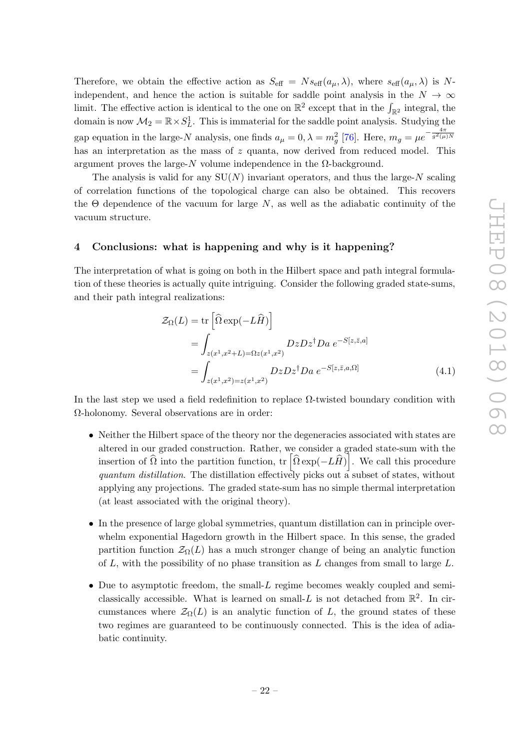Therefore, we obtain the effective action as $S_{\text{eff}} = N s_{\text{eff}}(a_\mu, \lambda)$, where $s_{\text{eff}}(a_\mu, \lambda)$ is $N$-independent, and hence the action is suitable for saddle point analysis in the $N \to \infty$ limit. The effective action is identical to the one on $\mathbb{R}^2$ except that in the $\int_{\mathbb{R}^2}$ integral, the domain is now $\mathcal{M}_2 = \mathbb{R} \times S^1_L$. This is immaterial for the saddle point analysis. Studying the gap equation in the large-$N$ analysis, one finds $a_\mu = 0, \lambda = m_g^2$ [76]. Here, $m_g = \mu e^{-\frac{4\pi}{g^2(\mu)N}}$ has an interpretation as the mass of $z$ quanta, now derived from reduced model. This argument proves the large-$N$ volume independence in the $\Omega$-background.

The analysis is valid for any $\mathrm{SU}(N)$ invariant operators, and thus the large-$N$ scaling of correlation functions of the topological charge can also be obtained. This recovers the $\Theta$ dependence of the vacuum for large $N$, as well as the adiabatic continuity of the vacuum structure.

## 4 Conclusions: what is happening and why is it happening?

The interpretation of what is going on both in the Hilbert space and path integral formulation of these theories is actually quite intriguing. Consider the following graded state-sums, and their path integral realizations:

$$
\begin{aligned}
\mathcal{Z}_\Omega(L) &= \mathrm{tr}\left[\widehat{\Omega} \exp(-L\widehat{H})\right] \\
&= \int_{z(x^1, x^2+L) = \Omega z(x^1, x^2)} DzDz^\dagger Da \; e^{-S[z,\bar{z},a]} \\
&= \int_{z(x^1, x^2) = z(x^1, x^2)} DzDz^\dagger Da \; e^{-S[z,\bar{z},a,\Omega]}
\end{aligned} \tag{4.1}
$$

In the last step we used a field redefinition to replace $\Omega$-twisted boundary condition with $\Omega$-holonomy. Several observations are in order:

- Neither the Hilbert space of the theory nor the degeneracies associated with states are altered in our graded construction. Rather, we consider a graded state-sum with the insertion of $\widehat{\Omega}$ into the partition function, $\mathrm{tr}\left[\widehat{\Omega} \exp(-L\widehat{H})\right]$. We call this procedure *quantum distillation*. The distillation effectively picks out a subset of states, without applying any projections. The graded state-sum has no simple thermal interpretation (at least associated with the original theory).

- In the presence of large global symmetries, quantum distillation can in principle overwhelm exponential Hagedorn growth in the Hilbert space. In this sense, the graded partition function $\mathcal{Z}_\Omega(L)$ has a much stronger change of being an analytic function of $L$, with the possibility of no phase transition as $L$ changes from small to large $L$.

- Due to asymptotic freedom, the small-$L$ regime becomes weakly coupled and semi-classically accessible. What is learned on small-$L$ is not detached from $\mathbb{R}^2$. In circumstances where $\mathcal{Z}_\Omega(L)$ is an analytic function of $L$, the ground states of these two regimes are guaranteed to be continuously connected. This is the idea of adiabatic continuity.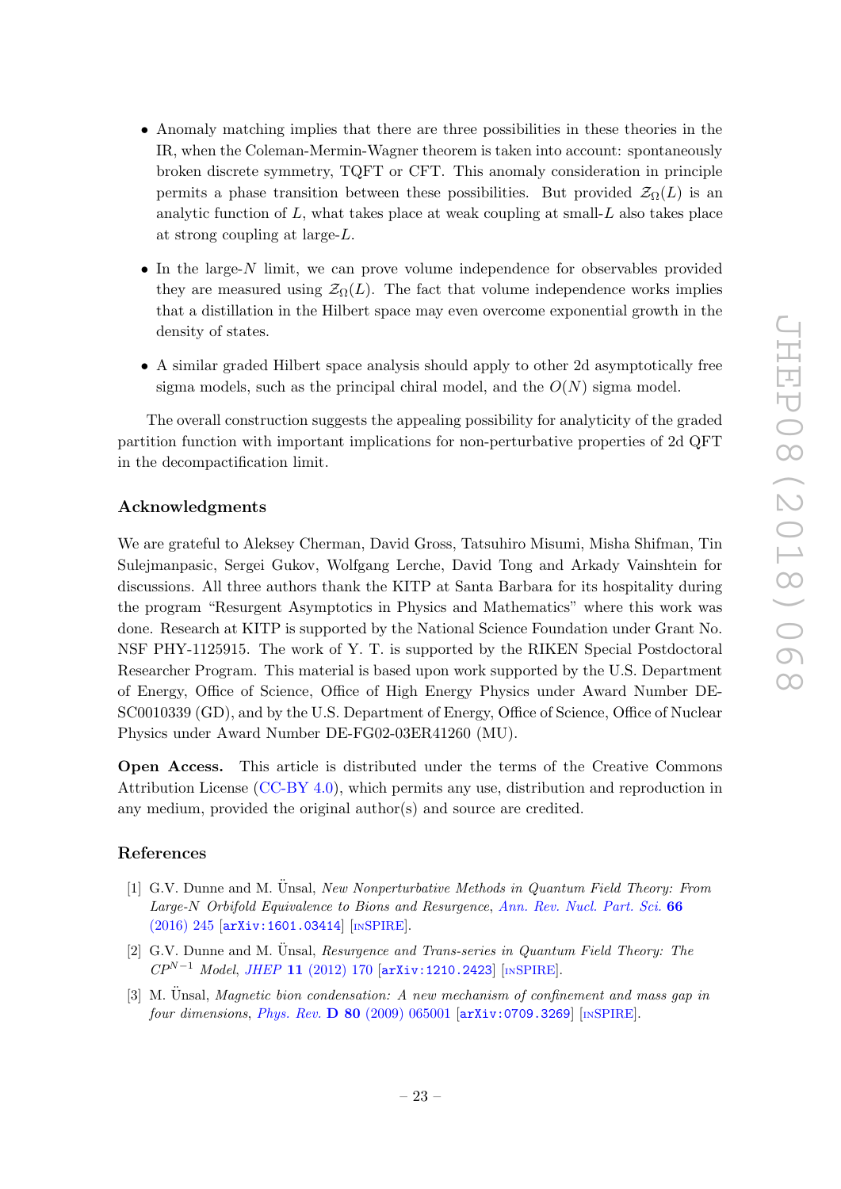- Anomaly matching implies that there are three possibilities in these theories in the IR, when the Coleman-Mermin-Wagner theorem is taken into account: spontaneously broken discrete symmetry, TQFT or CFT. This anomaly consideration in principle permits a phase transition between these possibilities. But provided $\mathcal{Z}_\Omega(L)$ is an analytic function of $L$, what takes place at weak coupling at small-$L$ also takes place at strong coupling at large-$L$.

- In the large-$N$ limit, we can prove volume independence for observables provided they are measured using $\mathcal{Z}_\Omega(L)$. The fact that volume independence works implies that a distillation in the Hilbert space may even overcome exponential growth in the density of states.

- A similar graded Hilbert space analysis should apply to other 2d asymptotically free sigma models, such as the principal chiral model, and the $O(N)$ sigma model.

The overall construction suggests the appealing possibility for analyticity of the graded partition function with important implications for non-perturbative properties of 2d QFT in the decompactification limit.

## Acknowledgments

We are grateful to Aleksey Cherman, David Gross, Tatsuhiro Misumi, Misha Shifman, Tin Sulejmanpasic, Sergei Gukov, Wolfgang Lerche, David Tong and Arkady Vainshtein for discussions. All three authors thank the KITP at Santa Barbara for its hospitality during the program "Resurgent Asymptotics in Physics and Mathematics" where this work was done. Research at KITP is supported by the National Science Foundation under Grant No. NSF PHY-1125915. The work of Y. T. is supported by the RIKEN Special Postdoctoral Researcher Program. This material is based upon work supported by the U.S. Department of Energy, Office of Science, Office of High Energy Physics under Award Number DE-SC0010339 (GD), and by the U.S. Department of Energy, Office of Science, Office of Nuclear Physics under Award Number DE-FG02-03ER41260 (MU).

**Open Access.** This article is distributed under the terms of the Creative Commons Attribution License (CC-BY 4.0), which permits any use, distribution and reproduction in any medium, provided the original author(s) and source are credited.

## References

[1] G.V. Dunne and M. Ünsal, *New Nonperturbative Methods in Quantum Field Theory: From Large-N Orbifold Equivalence to Bions and Resurgence*, *Ann. Rev. Nucl. Part. Sci.* **66** (2016) 245 [arXiv:1601.03414] [INSPIRE].

[2] G.V. Dunne and M. Ünsal, *Resurgence and Trans-series in Quantum Field Theory: The $CP^{N-1}$ Model*, *JHEP* **11** (2012) 170 [arXiv:1210.2423] [INSPIRE].

[3] M. Ünsal, *Magnetic bion condensation: A new mechanism of confinement and mass gap in four dimensions*, *Phys. Rev.* **D 80** (2009) 065001 [arXiv:0709.3269] [INSPIRE].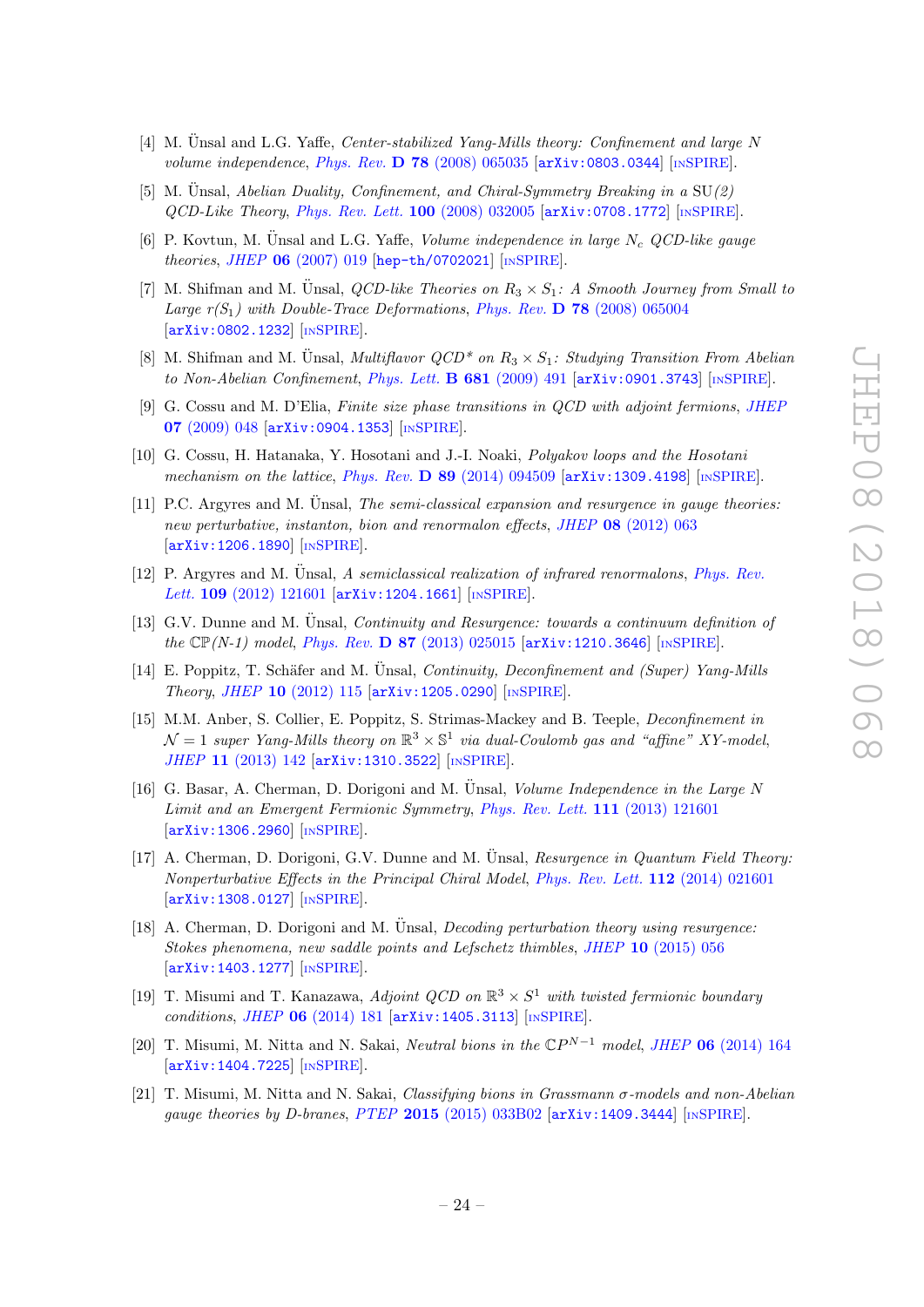- [4] M. Ünsal and L.G. Yaffe, *Center-stabilized Yang-Mills theory: Confinement and large N volume independence*, Phys. Rev. **D 78** (2008) 065035 [arXiv:0803.0344] [INSPIRE].
- [5] M. Ünsal, *Abelian Duality, Confinement, and Chiral-Symmetry Breaking in a SU(2) QCD-Like Theory*, Phys. Rev. Lett. **100** (2008) 032005 [arXiv:0708.1772] [INSPIRE].
- [6] P. Kovtun, M. Ünsal and L.G. Yaffe, *Volume independence in large $N_c$ QCD-like gauge theories*, JHEP **06** (2007) 019 [hep-th/0702021] [INSPIRE].
- [7] M. Shifman and M. Ünsal, *QCD-like Theories on $R_3 \times S_1$: A Smooth Journey from Small to Large $r(S_1)$ with Double-Trace Deformations*, Phys. Rev. **D 78** (2008) 065004 [arXiv:0802.1232] [INSPIRE].
- [8] M. Shifman and M. Ünsal, *Multiflavor QCD* on $R_3 \times S_1$: Studying Transition From Abelian to Non-Abelian Confinement*, Phys. Lett. **B 681** (2009) 491 [arXiv:0901.3743] [INSPIRE].
- [9] G. Cossu and M. D'Elia, *Finite size phase transitions in QCD with adjoint fermions*, JHEP **07** (2009) 048 [arXiv:0904.1353] [INSPIRE].
- [10] G. Cossu, H. Hatanaka, Y. Hosotani and J.-I. Noaki, *Polyakov loops and the Hosotani mechanism on the lattice*, Phys. Rev. **D 89** (2014) 094509 [arXiv:1309.4198] [INSPIRE].
- [11] P.C. Argyres and M. Ünsal, *The semi-classical expansion and resurgence in gauge theories: new perturbative, instanton, bion and renormalon effects*, JHEP **08** (2012) 063 [arXiv:1206.1890] [INSPIRE].
- [12] P. Argyres and M. Ünsal, *A semiclassical realization of infrared renormalons*, Phys. Rev. Lett. **109** (2012) 121601 [arXiv:1204.1661] [INSPIRE].
- [13] G.V. Dunne and M. Ünsal, *Continuity and Resurgence: towards a continuum definition of the $\mathbb{C}\mathbb{P}(N\text{-}1)$ model*, Phys. Rev. **D 87** (2013) 025015 [arXiv:1210.3646] [INSPIRE].
- [14] E. Poppitz, T. Schäfer and M. Ünsal, *Continuity, Deconfinement and (Super) Yang-Mills Theory*, JHEP **10** (2012) 115 [arXiv:1205.0290] [INSPIRE].
- [15] M.M. Anber, S. Collier, E. Poppitz, S. Strimas-Mackey and B. Teeple, *Deconfinement in $\mathcal{N}=1$ super Yang-Mills theory on $\mathbb{R}^3 \times \mathbb{S}^1$ via dual-Coulomb gas and "affine" XY-model*, JHEP **11** (2013) 142 [arXiv:1310.3522] [INSPIRE].
- [16] G. Basar, A. Cherman, D. Dorigoni and M. Ünsal, *Volume Independence in the Large N Limit and an Emergent Fermionic Symmetry*, Phys. Rev. Lett. **111** (2013) 121601 [arXiv:1306.2960] [INSPIRE].
- [17] A. Cherman, D. Dorigoni, G.V. Dunne and M. Ünsal, *Resurgence in Quantum Field Theory: Nonperturbative Effects in the Principal Chiral Model*, Phys. Rev. Lett. **112** (2014) 021601 [arXiv:1308.0127] [INSPIRE].
- [18] A. Cherman, D. Dorigoni and M. Ünsal, *Decoding perturbation theory using resurgence: Stokes phenomena, new saddle points and Lefschetz thimbles*, JHEP **10** (2015) 056 [arXiv:1403.1277] [INSPIRE].
- [19] T. Misumi and T. Kanazawa, *Adjoint QCD on $\mathbb{R}^3 \times S^1$ with twisted fermionic boundary conditions*, JHEP **06** (2014) 181 [arXiv:1405.3113] [INSPIRE].
- [20] T. Misumi, M. Nitta and N. Sakai, *Neutral bions in the $\mathbb{C}P^{N-1}$ model*, JHEP **06** (2014) 164 [arXiv:1404.7225] [INSPIRE].
- [21] T. Misumi, M. Nitta and N. Sakai, *Classifying bions in Grassmann σ-models and non-Abelian gauge theories by D-branes*, PTEP **2015** (2015) 033B02 [arXiv:1409.3444] [INSPIRE].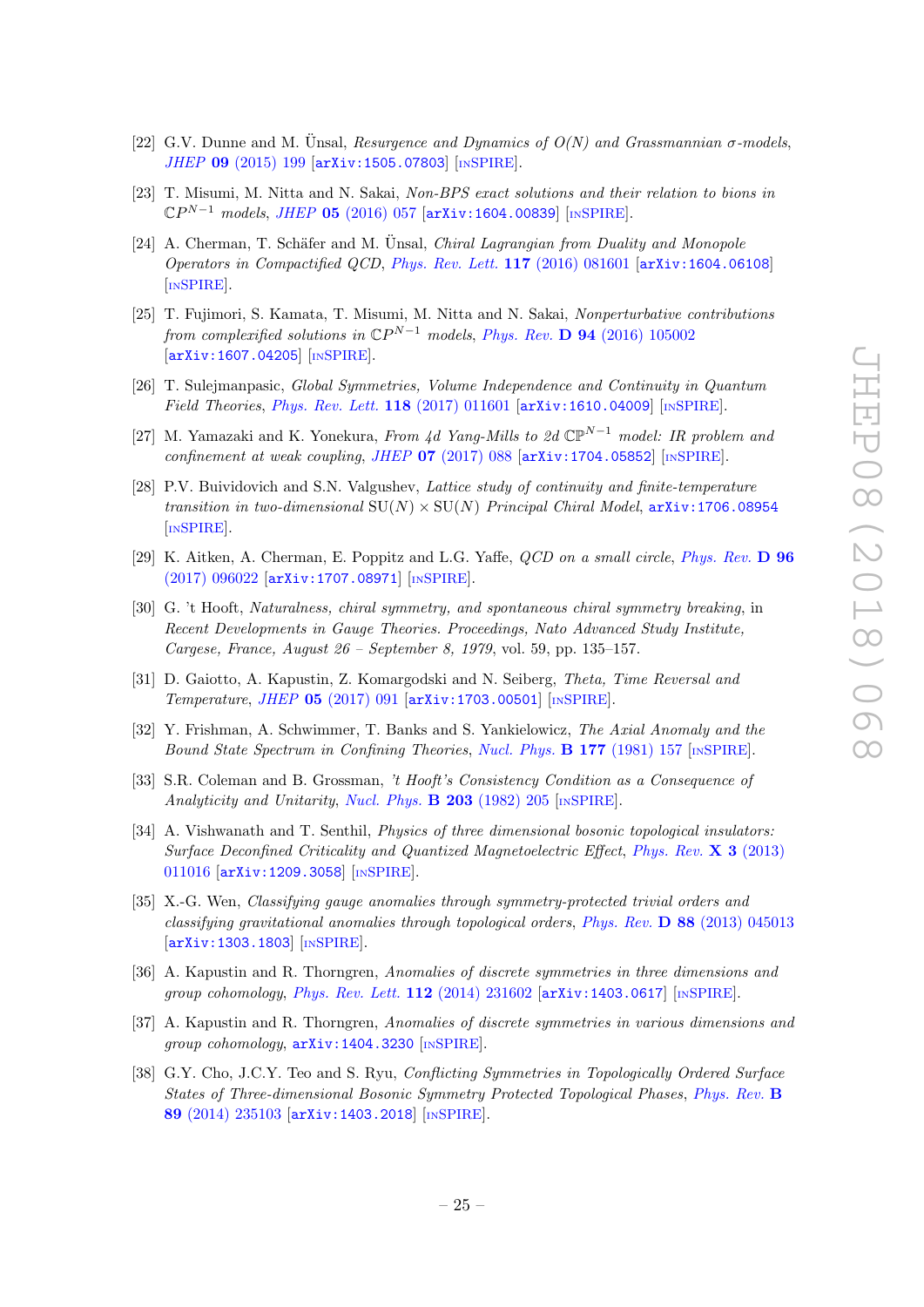[22] G.V. Dunne and M. Ünsal, *Resurgence and Dynamics of O(N) and Grassmannian σ-models*, *JHEP* **09** (2015) 199 [arXiv:1505.07803] [INSPIRE].

[23] T. Misumi, M. Nitta and N. Sakai, *Non-BPS exact solutions and their relation to bions in* $\mathbb{C}P^{N-1}$ *models*, *JHEP* **05** (2016) 057 [arXiv:1604.00839] [INSPIRE].

[24] A. Cherman, T. Schäfer and M. Ünsal, *Chiral Lagrangian from Duality and Monopole Operators in Compactified QCD*, *Phys. Rev. Lett.* **117** (2016) 081601 [arXiv:1604.06108] [INSPIRE].

[25] T. Fujimori, S. Kamata, T. Misumi, M. Nitta and N. Sakai, *Nonperturbative contributions from complexified solutions in* $\mathbb{C}P^{N-1}$ *models*, *Phys. Rev.* **D 94** (2016) 105002 [arXiv:1607.04205] [INSPIRE].

[26] T. Sulejmanpasic, *Global Symmetries, Volume Independence and Continuity in Quantum Field Theories*, *Phys. Rev. Lett.* **118** (2017) 011601 [arXiv:1610.04009] [INSPIRE].

[27] M. Yamazaki and K. Yonekura, *From 4d Yang-Mills to 2d* $\mathbb{C}\mathbb{P}^{N-1}$ *model: IR problem and confinement at weak coupling*, *JHEP* **07** (2017) 088 [arXiv:1704.05852] [INSPIRE].

[28] P.V. Buividovich and S.N. Valgushev, *Lattice study of continuity and finite-temperature transition in two-dimensional* $\mathrm{SU}(N) \times \mathrm{SU}(N)$ *Principal Chiral Model*, arXiv:1706.08954 [INSPIRE].

[29] K. Aitken, A. Cherman, E. Poppitz and L.G. Yaffe, *QCD on a small circle*, *Phys. Rev.* **D 96** (2017) 096022 [arXiv:1707.08971] [INSPIRE].

[30] G. 't Hooft, *Naturalness, chiral symmetry, and spontaneous chiral symmetry breaking*, in *Recent Developments in Gauge Theories. Proceedings, Nato Advanced Study Institute, Cargese, France, August 26 – September 8, 1979*, vol. 59, pp. 135–157.

[31] D. Gaiotto, A. Kapustin, Z. Komargodski and N. Seiberg, *Theta, Time Reversal and Temperature*, *JHEP* **05** (2017) 091 [arXiv:1703.00501] [INSPIRE].

[32] Y. Frishman, A. Schwimmer, T. Banks and S. Yankielowicz, *The Axial Anomaly and the Bound State Spectrum in Confining Theories*, *Nucl. Phys.* **B 177** (1981) 157 [INSPIRE].

[33] S.R. Coleman and B. Grossman, *'t Hooft's Consistency Condition as a Consequence of Analyticity and Unitarity*, *Nucl. Phys.* **B 203** (1982) 205 [INSPIRE].

[34] A. Vishwanath and T. Senthil, *Physics of three dimensional bosonic topological insulators: Surface Deconfined Criticality and Quantized Magnetoelectric Effect*, *Phys. Rev.* **X 3** (2013) 011016 [arXiv:1209.3058] [INSPIRE].

[35] X.-G. Wen, *Classifying gauge anomalies through symmetry-protected trivial orders and classifying gravitational anomalies through topological orders*, *Phys. Rev.* **D 88** (2013) 045013 [arXiv:1303.1803] [INSPIRE].

[36] A. Kapustin and R. Thorngren, *Anomalies of discrete symmetries in three dimensions and group cohomology*, *Phys. Rev. Lett.* **112** (2014) 231602 [arXiv:1403.0617] [INSPIRE].

[37] A. Kapustin and R. Thorngren, *Anomalies of discrete symmetries in various dimensions and group cohomology*, arXiv:1404.3230 [INSPIRE].

[38] G.Y. Cho, J.C.Y. Teo and S. Ryu, *Conflicting Symmetries in Topologically Ordered Surface States of Three-dimensional Bosonic Symmetry Protected Topological Phases*, *Phys. Rev.* **B 89** (2014) 235103 [arXiv:1403.2018] [INSPIRE].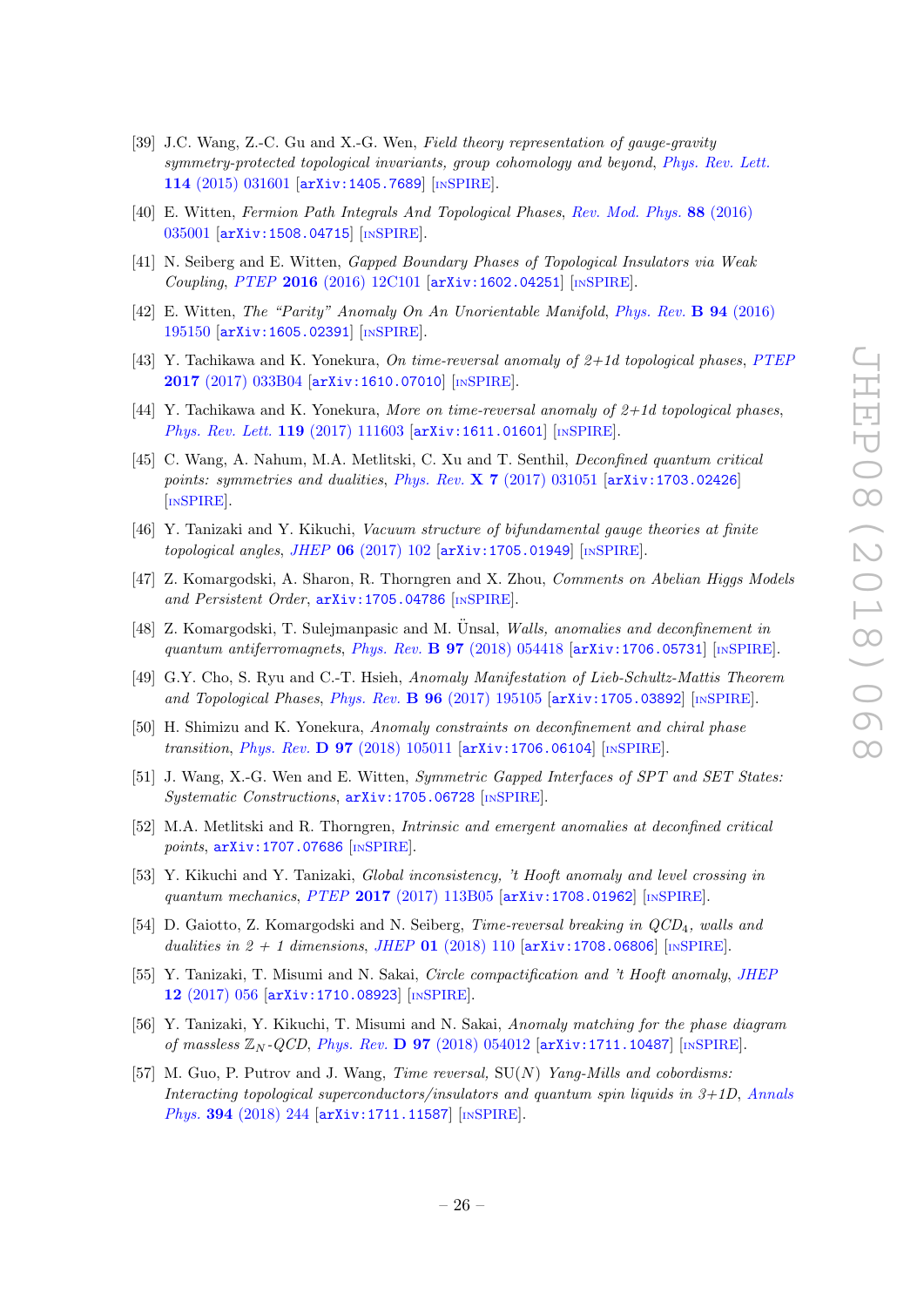[39] J.C. Wang, Z.-C. Gu and X.-G. Wen, *Field theory representation of gauge-gravity symmetry-protected topological invariants, group cohomology and beyond*, Phys. Rev. Lett. **114** (2015) 031601 [arXiv:1405.7689] [INSPIRE].

[40] E. Witten, *Fermion Path Integrals And Topological Phases*, Rev. Mod. Phys. **88** (2016) 035001 [arXiv:1508.04715] [INSPIRE].

[41] N. Seiberg and E. Witten, *Gapped Boundary Phases of Topological Insulators via Weak Coupling*, PTEP **2016** (2016) 12C101 [arXiv:1602.04251] [INSPIRE].

[42] E. Witten, *The "Parity" Anomaly On An Unorientable Manifold*, Phys. Rev. **B 94** (2016) 195150 [arXiv:1605.02391] [INSPIRE].

[43] Y. Tachikawa and K. Yonekura, *On time-reversal anomaly of 2+1d topological phases*, PTEP **2017** (2017) 033B04 [arXiv:1610.07010] [INSPIRE].

[44] Y. Tachikawa and K. Yonekura, *More on time-reversal anomaly of 2+1d topological phases*, Phys. Rev. Lett. **119** (2017) 111603 [arXiv:1611.01601] [INSPIRE].

[45] C. Wang, A. Nahum, M.A. Metlitski, C. Xu and T. Senthil, *Deconfined quantum critical points: symmetries and dualities*, Phys. Rev. **X 7** (2017) 031051 [arXiv:1703.02426] [INSPIRE].

[46] Y. Tanizaki and Y. Kikuchi, *Vacuum structure of bifundamental gauge theories at finite topological angles*, JHEP **06** (2017) 102 [arXiv:1705.01949] [INSPIRE].

[47] Z. Komargodski, A. Sharon, R. Thorngren and X. Zhou, *Comments on Abelian Higgs Models and Persistent Order*, arXiv:1705.04786 [INSPIRE].

[48] Z. Komargodski, T. Sulejmanpasic and M. Ünsal, *Walls, anomalies and deconfinement in quantum antiferromagnets*, Phys. Rev. **B 97** (2018) 054418 [arXiv:1706.05731] [INSPIRE].

[49] G.Y. Cho, S. Ryu and C.-T. Hsieh, *Anomaly Manifestation of Lieb-Schultz-Mattis Theorem and Topological Phases*, Phys. Rev. **B 96** (2017) 195105 [arXiv:1705.03892] [INSPIRE].

[50] H. Shimizu and K. Yonekura, *Anomaly constraints on deconfinement and chiral phase transition*, Phys. Rev. **D 97** (2018) 105011 [arXiv:1706.06104] [INSPIRE].

[51] J. Wang, X.-G. Wen and E. Witten, *Symmetric Gapped Interfaces of SPT and SET States: Systematic Constructions*, arXiv:1705.06728 [INSPIRE].

[52] M.A. Metlitski and R. Thorngren, *Intrinsic and emergent anomalies at deconfined critical points*, arXiv:1707.07686 [INSPIRE].

[53] Y. Kikuchi and Y. Tanizaki, *Global inconsistency, 't Hooft anomaly and level crossing in quantum mechanics*, PTEP **2017** (2017) 113B05 [arXiv:1708.01962] [INSPIRE].

[54] D. Gaiotto, Z. Komargodski and N. Seiberg, *Time-reversal breaking in QCD$_4$, walls and dualities in 2 + 1 dimensions*, JHEP **01** (2018) 110 [arXiv:1708.06806] [INSPIRE].

[55] Y. Tanizaki, T. Misumi and N. Sakai, *Circle compactification and 't Hooft anomaly*, JHEP **12** (2017) 056 [arXiv:1710.08923] [INSPIRE].

[56] Y. Tanizaki, Y. Kikuchi, T. Misumi and N. Sakai, *Anomaly matching for the phase diagram of massless $\mathbb{Z}_N$-QCD*, Phys. Rev. **D 97** (2018) 054012 [arXiv:1711.10487] [INSPIRE].

[57] M. Guo, P. Putrov and J. Wang, *Time reversal, SU($N$) Yang-Mills and cobordisms: Interacting topological superconductors/insulators and quantum spin liquids in 3+1D*, Annals Phys. **394** (2018) 244 [arXiv:1711.11587] [INSPIRE].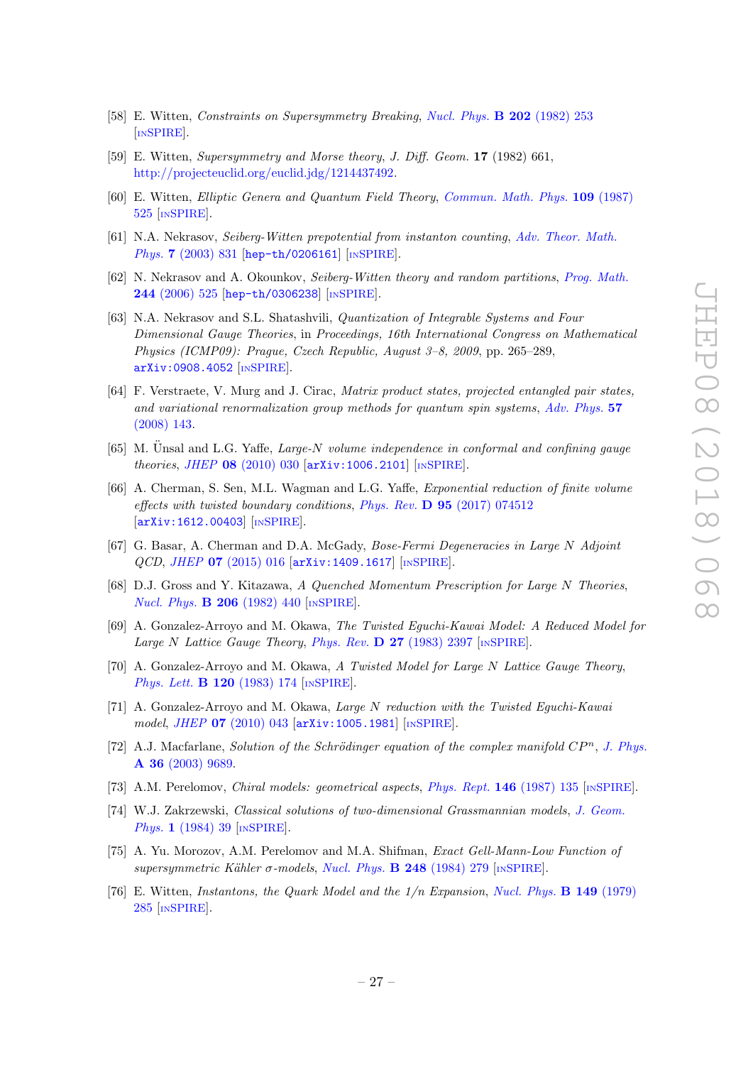[58] E. Witten, *Constraints on Supersymmetry Breaking*, *Nucl. Phys.* **B 202** (1982) 253 [INSPIRE].

[59] E. Witten, *Supersymmetry and Morse theory*, *J. Diff. Geom.* **17** (1982) 661, http://projecteuclid.org/euclid.jdg/1214437492.

[60] E. Witten, *Elliptic Genera and Quantum Field Theory*, *Commun. Math. Phys.* **109** (1987) 525 [INSPIRE].

[61] N.A. Nekrasov, *Seiberg-Witten prepotential from instanton counting*, *Adv. Theor. Math. Phys.* **7** (2003) 831 [hep-th/0206161] [INSPIRE].

[62] N. Nekrasov and A. Okounkov, *Seiberg-Witten theory and random partitions*, *Prog. Math.* **244** (2006) 525 [hep-th/0306238] [INSPIRE].

[63] N.A. Nekrasov and S.L. Shatashvili, *Quantization of Integrable Systems and Four Dimensional Gauge Theories*, in *Proceedings, 16th International Congress on Mathematical Physics (ICMP09): Prague, Czech Republic, August 3–8, 2009*, pp. 265–289, arXiv:0908.4052 [INSPIRE].

[64] F. Verstraete, V. Murg and J. Cirac, *Matrix product states, projected entangled pair states, and variational renormalization group methods for quantum spin systems*, *Adv. Phys.* **57** (2008) 143.

[65] M. Ünsal and L.G. Yaffe, *Large-N volume independence in conformal and confining gauge theories*, *JHEP* **08** (2010) 030 [arXiv:1006.2101] [INSPIRE].

[66] A. Cherman, S. Sen, M.L. Wagman and L.G. Yaffe, *Exponential reduction of finite volume effects with twisted boundary conditions*, *Phys. Rev.* **D 95** (2017) 074512 [arXiv:1612.00403] [INSPIRE].

[67] G. Basar, A. Cherman and D.A. McGady, *Bose-Fermi Degeneracies in Large N Adjoint QCD*, *JHEP* **07** (2015) 016 [arXiv:1409.1617] [INSPIRE].

[68] D.J. Gross and Y. Kitazawa, *A Quenched Momentum Prescription for Large N Theories*, *Nucl. Phys.* **B 206** (1982) 440 [INSPIRE].

[69] A. Gonzalez-Arroyo and M. Okawa, *The Twisted Eguchi-Kawai Model: A Reduced Model for Large N Lattice Gauge Theory*, *Phys. Rev.* **D 27** (1983) 2397 [INSPIRE].

[70] A. Gonzalez-Arroyo and M. Okawa, *A Twisted Model for Large N Lattice Gauge Theory*, *Phys. Lett.* **B 120** (1983) 174 [INSPIRE].

[71] A. Gonzalez-Arroyo and M. Okawa, *Large N reduction with the Twisted Eguchi-Kawai model*, *JHEP* **07** (2010) 043 [arXiv:1005.1981] [INSPIRE].

[72] A.J. Macfarlane, *Solution of the Schrödinger equation of the complex manifold $CP^n$*, *J. Phys.* **A 36** (2003) 9689.

[73] A.M. Perelomov, *Chiral models: geometrical aspects*, *Phys. Rept.* **146** (1987) 135 [INSPIRE].

[74] W.J. Zakrzewski, *Classical solutions of two-dimensional Grassmannian models*, *J. Geom. Phys.* **1** (1984) 39 [INSPIRE].

[75] A. Yu. Morozov, A.M. Perelomov and M.A. Shifman, *Exact Gell-Mann-Low Function of supersymmetric Kähler σ-models*, *Nucl. Phys.* **B 248** (1984) 279 [INSPIRE].

[76] E. Witten, *Instantons, the Quark Model and the 1/n Expansion*, *Nucl. Phys.* **B 149** (1979) 285 [INSPIRE].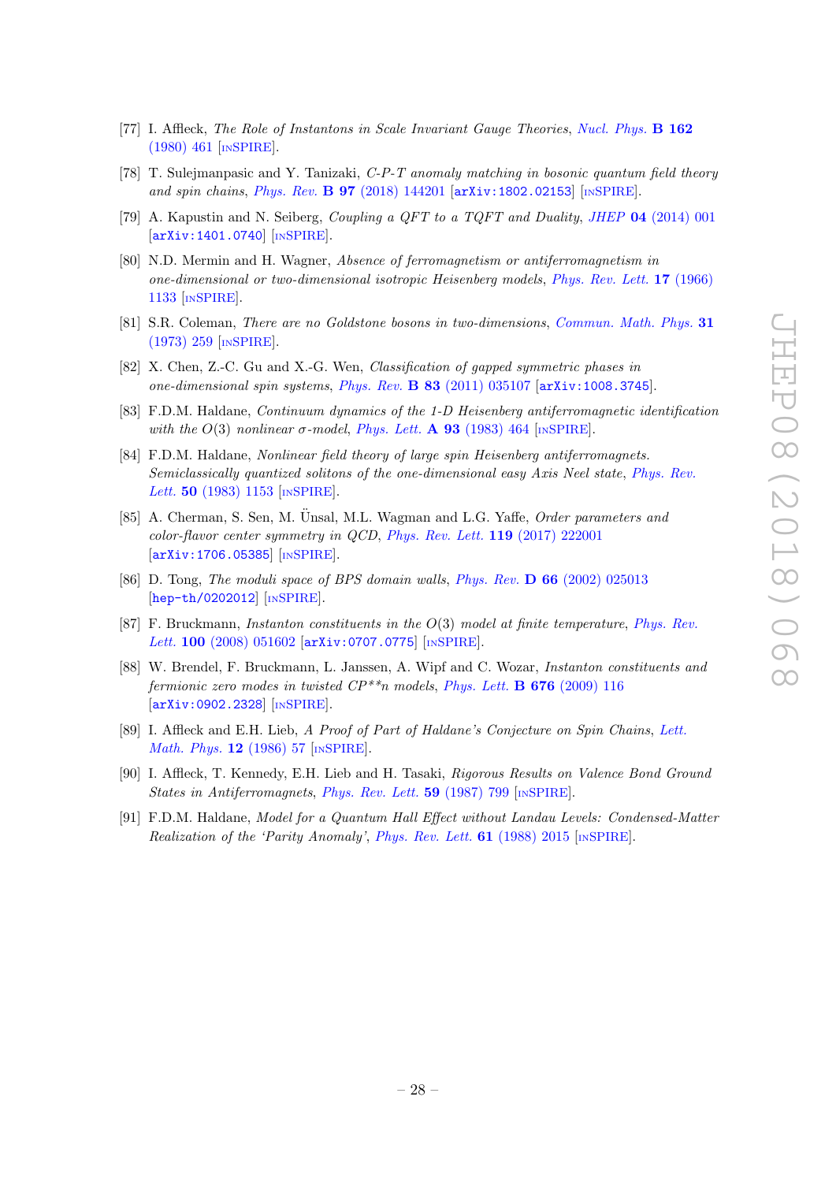[77] I. Affleck, *The Role of Instantons in Scale Invariant Gauge Theories*, *Nucl. Phys.* **B 162** (1980) 461 [INSPIRE].

[78] T. Sulejmanpasic and Y. Tanizaki, *C-P-T anomaly matching in bosonic quantum field theory and spin chains*, *Phys. Rev.* **B 97** (2018) 144201 [arXiv:1802.02153] [INSPIRE].

[79] A. Kapustin and N. Seiberg, *Coupling a QFT to a TQFT and Duality*, *JHEP* **04** (2014) 001 [arXiv:1401.0740] [INSPIRE].

[80] N.D. Mermin and H. Wagner, *Absence of ferromagnetism or antiferromagnetism in one-dimensional or two-dimensional isotropic Heisenberg models*, *Phys. Rev. Lett.* **17** (1966) 1133 [INSPIRE].

[81] S.R. Coleman, *There are no Goldstone bosons in two-dimensions*, *Commun. Math. Phys.* **31** (1973) 259 [INSPIRE].

[82] X. Chen, Z.-C. Gu and X.-G. Wen, *Classification of gapped symmetric phases in one-dimensional spin systems*, *Phys. Rev.* **B 83** (2011) 035107 [arXiv:1008.3745].

[83] F.D.M. Haldane, *Continuum dynamics of the 1-D Heisenberg antiferromagnetic identification with the $O(3)$ nonlinear $\sigma$-model*, *Phys. Lett.* **A 93** (1983) 464 [INSPIRE].

[84] F.D.M. Haldane, *Nonlinear field theory of large spin Heisenberg antiferromagnets. Semiclassically quantized solitons of the one-dimensional easy Axis Neel state*, *Phys. Rev. Lett.* **50** (1983) 1153 [INSPIRE].

[85] A. Cherman, S. Sen, M. Ünsal, M.L. Wagman and L.G. Yaffe, *Order parameters and color-flavor center symmetry in QCD*, *Phys. Rev. Lett.* **119** (2017) 222001 [arXiv:1706.05385] [INSPIRE].

[86] D. Tong, *The moduli space of BPS domain walls*, *Phys. Rev.* **D 66** (2002) 025013 [hep-th/0202012] [INSPIRE].

[87] F. Bruckmann, *Instanton constituents in the $O(3)$ model at finite temperature*, *Phys. Rev. Lett.* **100** (2008) 051602 [arXiv:0707.0775] [INSPIRE].

[88] W. Brendel, F. Bruckmann, L. Janssen, A. Wipf and C. Wozar, *Instanton constituents and fermionic zero modes in twisted CP**n models*, *Phys. Lett.* **B 676** (2009) 116 [arXiv:0902.2328] [INSPIRE].

[89] I. Affleck and E.H. Lieb, *A Proof of Part of Haldane's Conjecture on Spin Chains*, *Lett. Math. Phys.* **12** (1986) 57 [INSPIRE].

[90] I. Affleck, T. Kennedy, E.H. Lieb and H. Tasaki, *Rigorous Results on Valence Bond Ground States in Antiferromagnets*, *Phys. Rev. Lett.* **59** (1987) 799 [INSPIRE].

[91] F.D.M. Haldane, *Model for a Quantum Hall Effect without Landau Levels: Condensed-Matter Realization of the 'Parity Anomaly'*, *Phys. Rev. Lett.* **61** (1988) 2015 [INSPIRE].